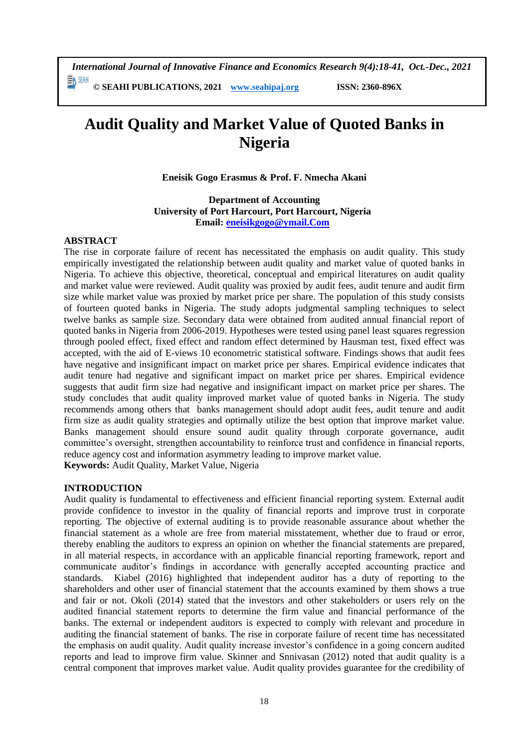# Audit Quality and Market Value of Quoted Banks in Nigeria

**Eneisik Gogo Erasmus & Prof. F. Nmecha Akani**

**Department of Accounting**
**University of Port Harcourt, Port Harcourt, Nigeria**
**Email: eneisikgogo@ymail.Com**

## ABSTRACT

The rise in corporate failure of recent has necessitated the emphasis on audit quality. This study empirically investigated the relationship between audit quality and market value of quoted banks in Nigeria. To achieve this objective, theoretical, conceptual and empirical literatures on audit quality and market value were reviewed. Audit quality was proxied by audit fees, audit tenure and audit firm size while market value was proxied by market price per share. The population of this study consists of fourteen quoted banks in Nigeria. The study adopts judgmental sampling techniques to select twelve banks as sample size. Secondary data were obtained from audited annual financial report of quoted banks in Nigeria from 2006-2019. Hypotheses were tested using panel least squares regression through pooled effect, fixed effect and random effect determined by Hausman test, fixed effect was accepted, with the aid of E-views 10 econometric statistical software. Findings shows that audit fees have negative and insignificant impact on market price per shares. Empirical evidence indicates that audit tenure had negative and significant impact on market price per shares. Empirical evidence suggests that audit firm size had negative and insignificant impact on market price per shares. The study concludes that audit quality improved market value of quoted banks in Nigeria. The study recommends among others that banks management should adopt audit fees, audit tenure and audit firm size as audit quality strategies and optimally utilize the best option that improve market value. Banks management should ensure sound audit quality through corporate governance, audit committee's oversight, strengthen accountability to reinforce trust and confidence in financial reports, reduce agency cost and information asymmetry leading to improve market value.

**Keywords:** Audit Quality, Market Value, Nigeria

## INTRODUCTION

Audit quality is fundamental to effectiveness and efficient financial reporting system. External audit provide confidence to investor in the quality of financial reports and improve trust in corporate reporting. The objective of external auditing is to provide reasonable assurance about whether the financial statement as a whole are free from material misstatement, whether due to fraud or error, thereby enabling the auditors to express an opinion on whether the financial statements are prepared, in all material respects, in accordance with an applicable financial reporting framework, report and communicate auditor's findings in accordance with generally accepted accounting practice and standards. Kiabel (2016) highlighted that independent auditor has a duty of reporting to the shareholders and other user of financial statement that the accounts examined by them shows a true and fair or not. Okoli (2014) stated that the investors and other stakeholders or users rely on the audited financial statement reports to determine the firm value and financial performance of the banks. The external or independent auditors is expected to comply with relevant and procedure in auditing the financial statement of banks. The rise in corporate failure of recent time has necessitated the emphasis on audit quality. Audit quality increase investor's confidence in a going concern audited reports and lead to improve firm value. Skinner and Snnivasan (2012) noted that audit quality is a central component that improves market value. Audit quality provides guarantee for the credibility of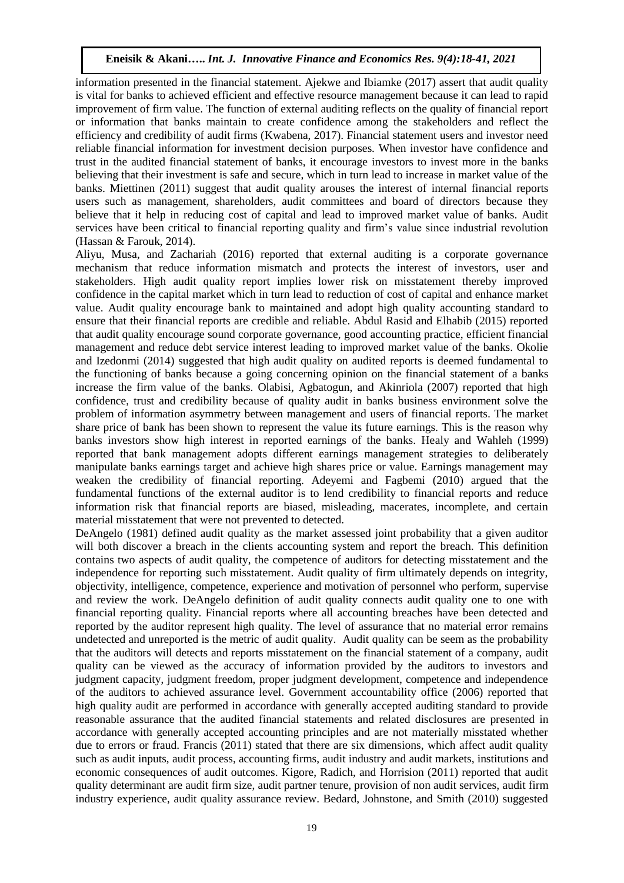information presented in the financial statement. Ajekwe and Ibiamke (2017) assert that audit quality is vital for banks to achieved efficient and effective resource management because it can lead to rapid improvement of firm value. The function of external auditing reflects on the quality of financial report or information that banks maintain to create confidence among the stakeholders and reflect the efficiency and credibility of audit firms (Kwabena, 2017). Financial statement users and investor need reliable financial information for investment decision purposes. When investor have confidence and trust in the audited financial statement of banks, it encourage investors to invest more in the banks believing that their investment is safe and secure, which in turn lead to increase in market value of the banks. Miettinen (2011) suggest that audit quality arouses the interest of internal financial reports users such as management, shareholders, audit committees and board of directors because they believe that it help in reducing cost of capital and lead to improved market value of banks. Audit services have been critical to financial reporting quality and firm's value since industrial revolution (Hassan & Farouk, 2014).

Aliyu, Musa, and Zachariah (2016) reported that external auditing is a corporate governance mechanism that reduce information mismatch and protects the interest of investors, user and stakeholders. High audit quality report implies lower risk on misstatement thereby improved confidence in the capital market which in turn lead to reduction of cost of capital and enhance market value. Audit quality encourage bank to maintained and adopt high quality accounting standard to ensure that their financial reports are credible and reliable. Abdul Rasid and Elhabib (2015) reported that audit quality encourage sound corporate governance, good accounting practice, efficient financial management and reduce debt service interest leading to improved market value of the banks. Okolie and Izedonmi (2014) suggested that high audit quality on audited reports is deemed fundamental to the functioning of banks because a going concerning opinion on the financial statement of a banks increase the firm value of the banks. Olabisi, Agbatogun, and Akinriola (2007) reported that high confidence, trust and credibility because of quality audit in banks business environment solve the problem of information asymmetry between management and users of financial reports. The market share price of bank has been shown to represent the value its future earnings. This is the reason why banks investors show high interest in reported earnings of the banks. Healy and Wahleh (1999) reported that bank management adopts different earnings management strategies to deliberately manipulate banks earnings target and achieve high shares price or value. Earnings management may weaken the credibility of financial reporting. Adeyemi and Fagbemi (2010) argued that the fundamental functions of the external auditor is to lend credibility to financial reports and reduce information risk that financial reports are biased, misleading, macerates, incomplete, and certain material misstatement that were not prevented to detected.

DeAngelo (1981) defined audit quality as the market assessed joint probability that a given auditor will both discover a breach in the clients accounting system and report the breach. This definition contains two aspects of audit quality, the competence of auditors for detecting misstatement and the independence for reporting such misstatement. Audit quality of firm ultimately depends on integrity, objectivity, intelligence, competence, experience and motivation of personnel who perform, supervise and review the work. DeAngelo definition of audit quality connects audit quality one to one with financial reporting quality. Financial reports where all accounting breaches have been detected and reported by the auditor represent high quality. The level of assurance that no material error remains undetected and unreported is the metric of audit quality. Audit quality can be seem as the probability that the auditors will detects and reports misstatement on the financial statement of a company, audit quality can be viewed as the accuracy of information provided by the auditors to investors and judgment capacity, judgment freedom, proper judgment development, competence and independence of the auditors to achieved assurance level. Government accountability office (2006) reported that high quality audit are performed in accordance with generally accepted auditing standard to provide reasonable assurance that the audited financial statements and related disclosures are presented in accordance with generally accepted accounting principles and are not materially misstated whether due to errors or fraud. Francis (2011) stated that there are six dimensions, which affect audit quality such as audit inputs, audit process, accounting firms, audit industry and audit markets, institutions and economic consequences of audit outcomes. Kigore, Radich, and Horrision (2011) reported that audit quality determinant are audit firm size, audit partner tenure, provision of non audit services, audit firm industry experience, audit quality assurance review. Bedard, Johnstone, and Smith (2010) suggested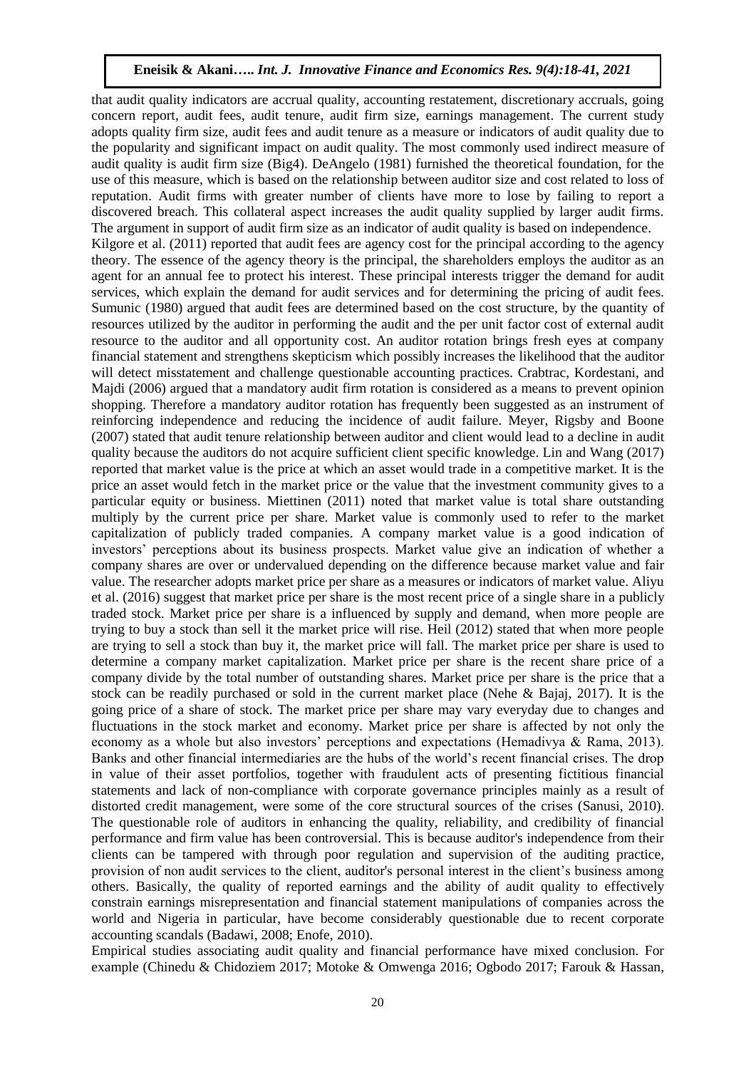that audit quality indicators are accrual quality, accounting restatement, discretionary accruals, going concern report, audit fees, audit tenure, audit firm size, earnings management. The current study adopts quality firm size, audit fees and audit tenure as a measure or indicators of audit quality due to the popularity and significant impact on audit quality. The most commonly used indirect measure of audit quality is audit firm size (Big4). DeAngelo (1981) furnished the theoretical foundation, for the use of this measure, which is based on the relationship between auditor size and cost related to loss of reputation. Audit firms with greater number of clients have more to lose by failing to report a discovered breach. This collateral aspect increases the audit quality supplied by larger audit firms. The argument in support of audit firm size as an indicator of audit quality is based on independence.

Kilgore et al. (2011) reported that audit fees are agency cost for the principal according to the agency theory. The essence of the agency theory is the principal, the shareholders employs the auditor as an agent for an annual fee to protect his interest. These principal interests trigger the demand for audit services, which explain the demand for audit services and for determining the pricing of audit fees. Sumunic (1980) argued that audit fees are determined based on the cost structure, by the quantity of resources utilized by the auditor in performing the audit and the per unit factor cost of external audit resource to the auditor and all opportunity cost. An auditor rotation brings fresh eyes at company financial statement and strengthens skepticism which possibly increases the likelihood that the auditor will detect misstatement and challenge questionable accounting practices. Crabtrac, Kordestani, and Majdi (2006) argued that a mandatory audit firm rotation is considered as a means to prevent opinion shopping. Therefore a mandatory auditor rotation has frequently been suggested as an instrument of reinforcing independence and reducing the incidence of audit failure. Meyer, Rigsby and Boone (2007) stated that audit tenure relationship between auditor and client would lead to a decline in audit quality because the auditors do not acquire sufficient client specific knowledge. Lin and Wang (2017) reported that market value is the price at which an asset would trade in a competitive market. It is the price an asset would fetch in the market price or the value that the investment community gives to a particular equity or business. Miettinen (2011) noted that market value is total share outstanding multiply by the current price per share. Market value is commonly used to refer to the market capitalization of publicly traded companies. A company market value is a good indication of investors' perceptions about its business prospects. Market value give an indication of whether a company shares are over or undervalued depending on the difference because market value and fair value. The researcher adopts market price per share as a measures or indicators of market value. Aliyu et al. (2016) suggest that market price per share is the most recent price of a single share in a publicly traded stock. Market price per share is a influenced by supply and demand, when more people are trying to buy a stock than sell it the market price will rise. Heil (2012) stated that when more people are trying to sell a stock than buy it, the market price will fall. The market price per share is used to determine a company market capitalization. Market price per share is the recent share price of a company divide by the total number of outstanding shares. Market price per share is the price that a stock can be readily purchased or sold in the current market place (Nehe & Bajaj, 2017). It is the going price of a share of stock. The market price per share may vary everyday due to changes and fluctuations in the stock market and economy. Market price per share is affected by not only the economy as a whole but also investors' perceptions and expectations (Hemadivya & Rama, 2013). Banks and other financial intermediaries are the hubs of the world's recent financial crises. The drop in value of their asset portfolios, together with fraudulent acts of presenting fictitious financial statements and lack of non-compliance with corporate governance principles mainly as a result of distorted credit management, were some of the core structural sources of the crises (Sanusi, 2010). The questionable role of auditors in enhancing the quality, reliability, and credibility of financial performance and firm value has been controversial. This is because auditor's independence from their clients can be tampered with through poor regulation and supervision of the auditing practice, provision of non audit services to the client, auditor's personal interest in the client's business among others. Basically, the quality of reported earnings and the ability of audit quality to effectively constrain earnings misrepresentation and financial statement manipulations of companies across the world and Nigeria in particular, have become considerably questionable due to recent corporate accounting scandals (Badawi, 2008; Enofe, 2010).

Empirical studies associating audit quality and financial performance have mixed conclusion. For example (Chinedu & Chidoziem 2017; Motoke & Omwenga 2016; Ogbodo 2017; Farouk & Hassan,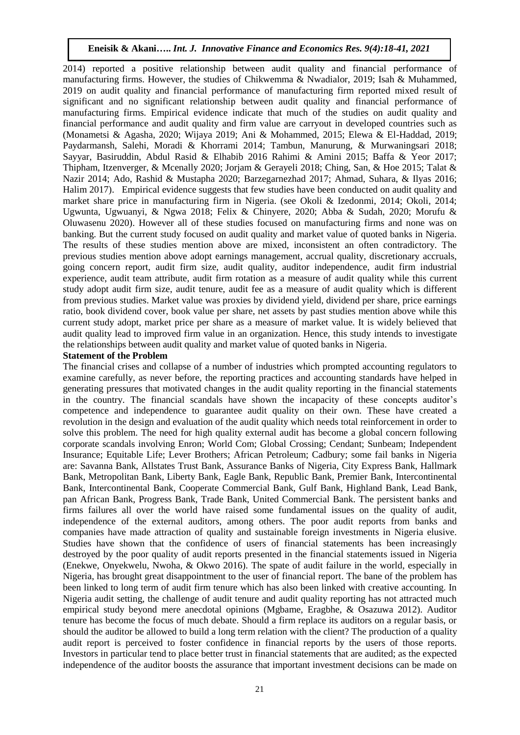2014) reported a positive relationship between audit quality and financial performance of manufacturing firms. However, the studies of Chikwemma & Nwadialor, 2019; Isah & Muhammed, 2019 on audit quality and financial performance of manufacturing firm reported mixed result of significant and no significant relationship between audit quality and financial performance of manufacturing firms. Empirical evidence indicate that much of the studies on audit quality and financial performance and audit quality and firm value are carryout in developed countries such as (Monametsi & Agasha, 2020; Wijaya 2019; Ani & Mohammed, 2015; Elewa & El-Haddad, 2019; Paydarmansh, Salehi, Moradi & Khorrami 2014; Tambun, Manurung, & Murwaningsari 2018; Sayyar, Basiruddin, Abdul Rasid & Elhabib 2016 Rahimi & Amini 2015; Baffa & Yeor 2017; Thipham, Itzenverger, & Mcenally 2020; Jorjam & Gerayeli 2018; Ching, San, & Hoe 2015; Talat & Nazir 2014; Ado, Rashid & Mustapha 2020; Barzegarnezhad 2017; Ahmad, Suhara, & Ilyas 2016; Halim 2017). Empirical evidence suggests that few studies have been conducted on audit quality and market share price in manufacturing firm in Nigeria. (see Okoli & Izedonmi, 2014; Okoli, 2014; Ugwunta, Ugwuanyi, & Ngwa 2018; Felix & Chinyere, 2020; Abba & Sudah, 2020; Morufu & Oluwasenu 2020). However all of these studies focused on manufacturing firms and none was on banking. But the current study focused on audit quality and market value of quoted banks in Nigeria. The results of these studies mention above are mixed, inconsistent an often contradictory. The previous studies mention above adopt earnings management, accrual quality, discretionary accruals, going concern report, audit firm size, audit quality, auditor independence, audit firm industrial experience, audit team attribute, audit firm rotation as a measure of audit quality while this current study adopt audit firm size, audit tenure, audit fee as a measure of audit quality which is different from previous studies. Market value was proxies by dividend yield, dividend per share, price earnings ratio, book dividend cover, book value per share, net assets by past studies mention above while this current study adopt, market price per share as a measure of market value. It is widely believed that audit quality lead to improved firm value in an organization. Hence, this study intends to investigate the relationships between audit quality and market value of quoted banks in Nigeria.

**Statement of the Problem**

The financial crises and collapse of a number of industries which prompted accounting regulators to examine carefully, as never before, the reporting practices and accounting standards have helped in generating pressures that motivated changes in the audit quality reporting in the financial statements in the country. The financial scandals have shown the incapacity of these concepts auditor's competence and independence to guarantee audit quality on their own. These have created a revolution in the design and evaluation of the audit quality which needs total reinforcement in order to solve this problem. The need for high quality external audit has become a global concern following corporate scandals involving Enron; World Com; Global Crossing; Cendant; Sunbeam; Independent Insurance; Equitable Life; Lever Brothers; African Petroleum; Cadbury; some fail banks in Nigeria are: Savanna Bank, Allstates Trust Bank, Assurance Banks of Nigeria, City Express Bank, Hallmark Bank, Metropolitan Bank, Liberty Bank, Eagle Bank, Republic Bank, Premier Bank, Intercontinental Bank, Intercontinental Bank, Cooperate Commercial Bank, Gulf Bank, Highland Bank, Lead Bank, pan African Bank, Progress Bank, Trade Bank, United Commercial Bank. The persistent banks and firms failures all over the world have raised some fundamental issues on the quality of audit, independence of the external auditors, among others. The poor audit reports from banks and companies have made attraction of quality and sustainable foreign investments in Nigeria elusive. Studies have shown that the confidence of users of financial statements has been increasingly destroyed by the poor quality of audit reports presented in the financial statements issued in Nigeria (Enekwe, Onyekwelu, Nwoha, & Okwo 2016). The spate of audit failure in the world, especially in Nigeria, has brought great disappointment to the user of financial report. The bane of the problem has been linked to long term of audit firm tenure which has also been linked with creative accounting. In Nigeria audit setting, the challenge of audit tenure and audit quality reporting has not attracted much empirical study beyond mere anecdotal opinions (Mgbame, Eragbhe, & Osazuwa 2012). Auditor tenure has become the focus of much debate. Should a firm replace its auditors on a regular basis, or should the auditor be allowed to build a long term relation with the client? The production of a quality audit report is perceived to foster confidence in financial reports by the users of those reports. Investors in particular tend to place better trust in financial statements that are audited; as the expected independence of the auditor boosts the assurance that important investment decisions can be made on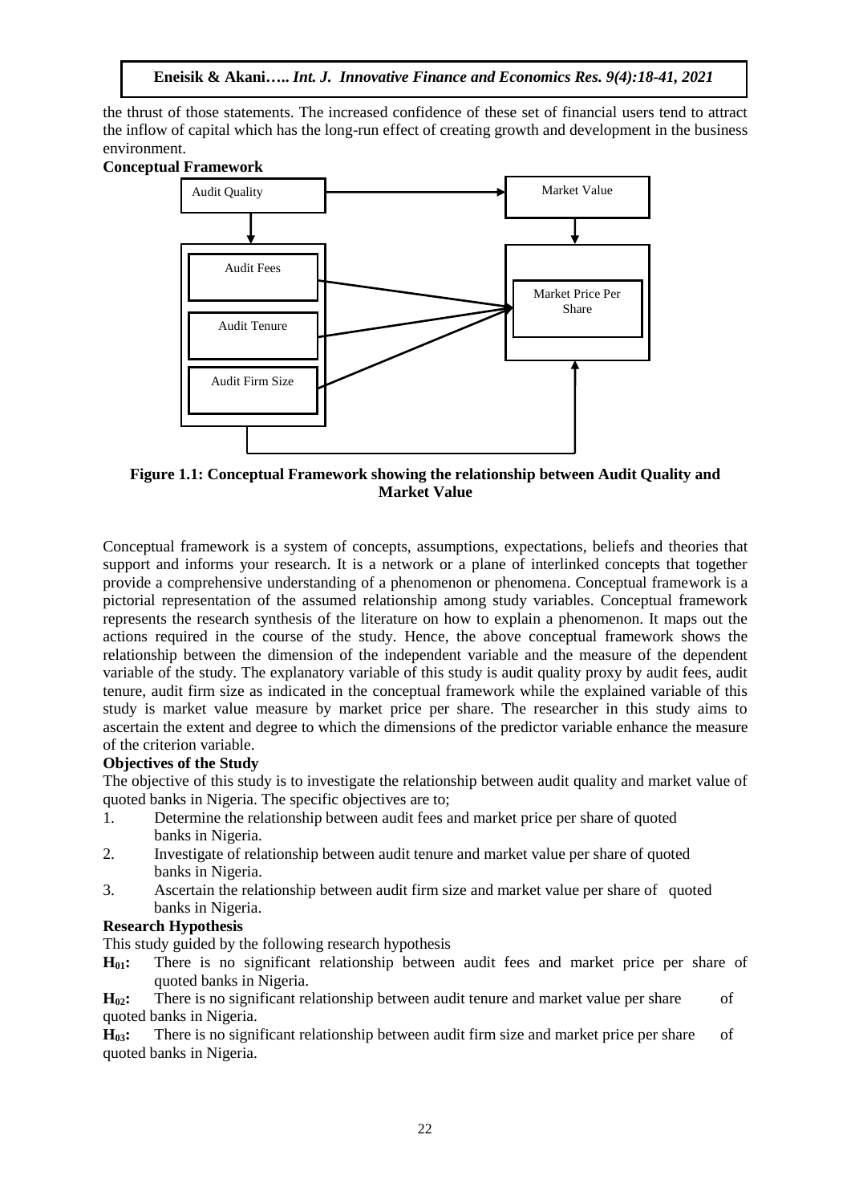the thrust of those statements. The increased confidence of these set of financial users tend to attract the inflow of capital which has the long-run effect of creating growth and development in the business environment.

**Conceptual Framework**

Audit Quality → Market Value

Audit Fees, Audit Tenure, Audit Firm Size → Market Price Per Share

**Figure 1.1: Conceptual Framework showing the relationship between Audit Quality and Market Value**

Conceptual framework is a system of concepts, assumptions, expectations, beliefs and theories that support and informs your research. It is a network or a plane of interlinked concepts that together provide a comprehensive understanding of a phenomenon or phenomena. Conceptual framework is a pictorial representation of the assumed relationship among study variables. Conceptual framework represents the research synthesis of the literature on how to explain a phenomenon. It maps out the actions required in the course of the study. Hence, the above conceptual framework shows the relationship between the dimension of the independent variable and the measure of the dependent variable of the study. The explanatory variable of this study is audit quality proxy by audit fees, audit tenure, audit firm size as indicated in the conceptual framework while the explained variable of this study is market value measure by market price per share. The researcher in this study aims to ascertain the extent and degree to which the dimensions of the predictor variable enhance the measure of the criterion variable.

**Objectives of the Study**

The objective of this study is to investigate the relationship between audit quality and market value of quoted banks in Nigeria. The specific objectives are to;

1. Determine the relationship between audit fees and market price per share of quoted banks in Nigeria.
2. Investigate of relationship between audit tenure and market value per share of quoted banks in Nigeria.
3. Ascertain the relationship between audit firm size and market value per share of quoted banks in Nigeria.

**Research Hypothesis**

This study guided by the following research hypothesis

**$H_{01}$:** There is no significant relationship between audit fees and market price per share of quoted banks in Nigeria.

**$H_{02}$:** There is no significant relationship between audit tenure and market value per share of quoted banks in Nigeria.

**$H_{03}$:** There is no significant relationship between audit firm size and market price per share of quoted banks in Nigeria.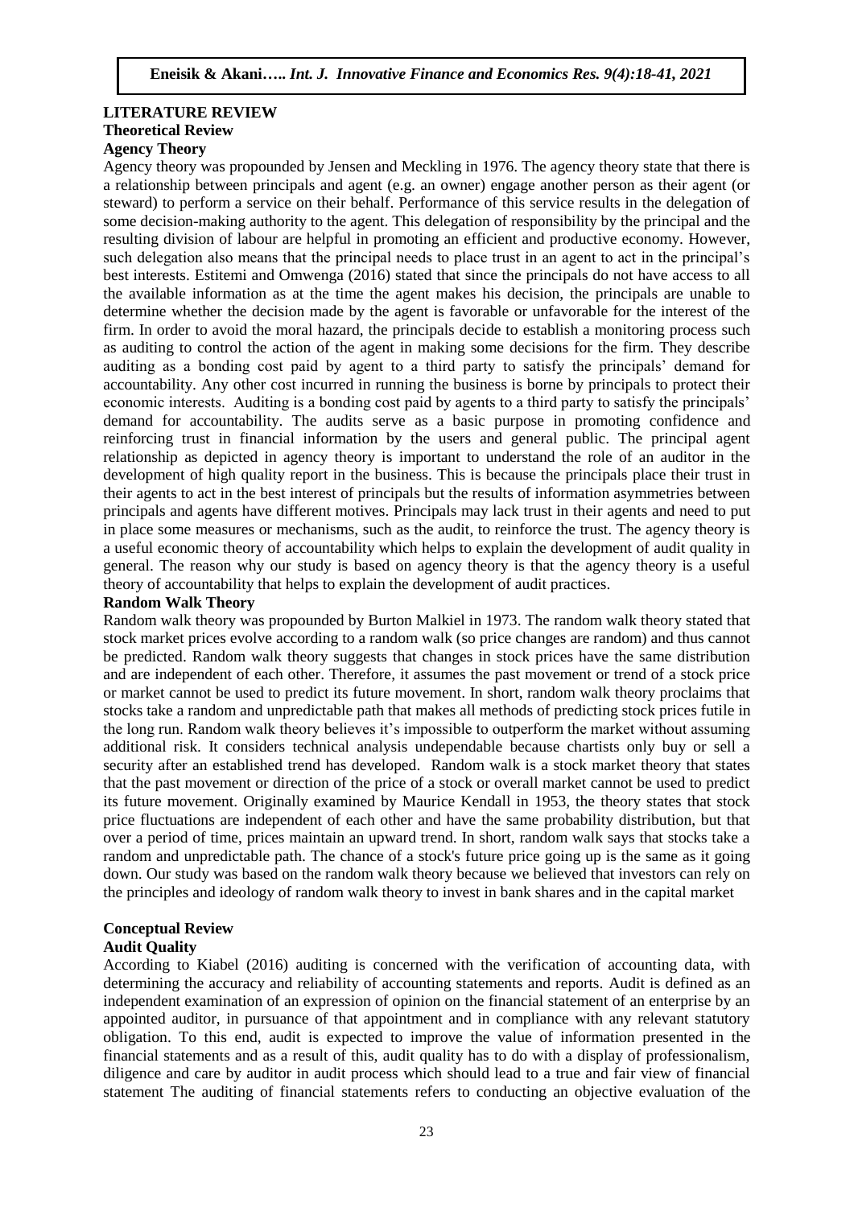## LITERATURE REVIEW

### Theoretical Review

#### Agency Theory

Agency theory was propounded by Jensen and Meckling in 1976. The agency theory state that there is a relationship between principals and agent (e.g. an owner) engage another person as their agent (or steward) to perform a service on their behalf. Performance of this service results in the delegation of some decision-making authority to the agent. This delegation of responsibility by the principal and the resulting division of labour are helpful in promoting an efficient and productive economy. However, such delegation also means that the principal needs to place trust in an agent to act in the principal's best interests. Estitemi and Omwenga (2016) stated that since the principals do not have access to all the available information as at the time the agent makes his decision, the principals are unable to determine whether the decision made by the agent is favorable or unfavorable for the interest of the firm. In order to avoid the moral hazard, the principals decide to establish a monitoring process such as auditing to control the action of the agent in making some decisions for the firm. They describe auditing as a bonding cost paid by agent to a third party to satisfy the principals' demand for accountability. Any other cost incurred in running the business is borne by principals to protect their economic interests. Auditing is a bonding cost paid by agents to a third party to satisfy the principals' demand for accountability. The audits serve as a basic purpose in promoting confidence and reinforcing trust in financial information by the users and general public. The principal agent relationship as depicted in agency theory is important to understand the role of an auditor in the development of high quality report in the business. This is because the principals place their trust in their agents to act in the best interest of principals but the results of information asymmetries between principals and agents have different motives. Principals may lack trust in their agents and need to put in place some measures or mechanisms, such as the audit, to reinforce the trust. The agency theory is a useful economic theory of accountability which helps to explain the development of audit quality in general. The reason why our study is based on agency theory is that the agency theory is a useful theory of accountability that helps to explain the development of audit practices.

#### Random Walk Theory

Random walk theory was propounded by Burton Malkiel in 1973. The random walk theory stated that stock market prices evolve according to a random walk (so price changes are random) and thus cannot be predicted. Random walk theory suggests that changes in stock prices have the same distribution and are independent of each other. Therefore, it assumes the past movement or trend of a stock price or market cannot be used to predict its future movement. In short, random walk theory proclaims that stocks take a random and unpredictable path that makes all methods of predicting stock prices futile in the long run. Random walk theory believes it's impossible to outperform the market without assuming additional risk. It considers technical analysis undependable because chartists only buy or sell a security after an established trend has developed. Random walk is a stock market theory that states that the past movement or direction of the price of a stock or overall market cannot be used to predict its future movement. Originally examined by Maurice Kendall in 1953, the theory states that stock price fluctuations are independent of each other and have the same probability distribution, but that over a period of time, prices maintain an upward trend. In short, random walk says that stocks take a random and unpredictable path. The chance of a stock's future price going up is the same as it going down. Our study was based on the random walk theory because we believed that investors can rely on the principles and ideology of random walk theory to invest in bank shares and in the capital market

### Conceptual Review

#### Audit Quality

According to Kiabel (2016) auditing is concerned with the verification of accounting data, with determining the accuracy and reliability of accounting statements and reports. Audit is defined as an independent examination of an expression of opinion on the financial statement of an enterprise by an appointed auditor, in pursuance of that appointment and in compliance with any relevant statutory obligation. To this end, audit is expected to improve the value of information presented in the financial statements and as a result of this, audit quality has to do with a display of professionalism, diligence and care by auditor in audit process which should lead to a true and fair view of financial statement The auditing of financial statements refers to conducting an objective evaluation of the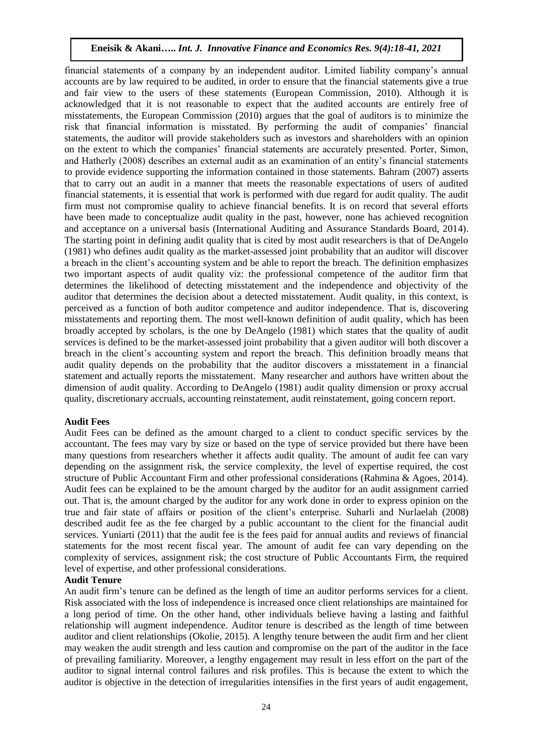financial statements of a company by an independent auditor. Limited liability company's annual accounts are by law required to be audited, in order to ensure that the financial statements give a true and fair view to the users of these statements (European Commission, 2010). Although it is acknowledged that it is not reasonable to expect that the audited accounts are entirely free of misstatements, the European Commission (2010) argues that the goal of auditors is to minimize the risk that financial information is misstated. By performing the audit of companies' financial statements, the auditor will provide stakeholders such as investors and shareholders with an opinion on the extent to which the companies' financial statements are accurately presented. Porter, Simon, and Hatherly (2008) describes an external audit as an examination of an entity's financial statements to provide evidence supporting the information contained in those statements. Bahram (2007) asserts that to carry out an audit in a manner that meets the reasonable expectations of users of audited financial statements, it is essential that work is performed with due regard for audit quality. The audit firm must not compromise quality to achieve financial benefits. It is on record that several efforts have been made to conceptualize audit quality in the past, however, none has achieved recognition and acceptance on a universal basis (International Auditing and Assurance Standards Board, 2014). The starting point in defining audit quality that is cited by most audit researchers is that of DeAngelo (1981) who defines audit quality as the market-assessed joint probability that an auditor will discover a breach in the client's accounting system and be able to report the breach. The definition emphasizes two important aspects of audit quality viz: the professional competence of the auditor firm that determines the likelihood of detecting misstatement and the independence and objectivity of the auditor that determines the decision about a detected misstatement. Audit quality, in this context, is perceived as a function of both auditor competence and auditor independence. That is, discovering misstatements and reporting them. The most well-known definition of audit quality, which has been broadly accepted by scholars, is the one by DeAngelo (1981) which states that the quality of audit services is defined to be the market-assessed joint probability that a given auditor will both discover a breach in the client's accounting system and report the breach. This definition broadly means that audit quality depends on the probability that the auditor discovers a misstatement in a financial statement and actually reports the misstatement. Many researcher and authors have written about the dimension of audit quality. According to DeAngelo (1981) audit quality dimension or proxy accrual quality, discretionary accruals, accounting reinstatement, audit reinstatement, going concern report.

**Audit Fees**

Audit Fees can be defined as the amount charged to a client to conduct specific services by the accountant. The fees may vary by size or based on the type of service provided but there have been many questions from researchers whether it affects audit quality. The amount of audit fee can vary depending on the assignment risk, the service complexity, the level of expertise required, the cost structure of Public Accountant Firm and other professional considerations (Rahmina & Agoes, 2014). Audit fees can be explained to be the amount charged by the auditor for an audit assignment carried out. That is, the amount charged by the auditor for any work done in order to express opinion on the true and fair state of affairs or position of the client's enterprise. Suharli and Nurlaelah (2008) described audit fee as the fee charged by a public accountant to the client for the financial audit services. Yuniarti (2011) that the audit fee is the fees paid for annual audits and reviews of financial statements for the most recent fiscal year. The amount of audit fee can vary depending on the complexity of services, assignment risk; the cost structure of Public Accountants Firm, the required level of expertise, and other professional considerations.

**Audit Tenure**

An audit firm's tenure can be defined as the length of time an auditor performs services for a client. Risk associated with the loss of independence is increased once client relationships are maintained for a long period of time. On the other hand, other individuals believe having a lasting and faithful relationship will augment independence. Auditor tenure is described as the length of time between auditor and client relationships (Okolie, 2015). A lengthy tenure between the audit firm and her client may weaken the audit strength and less caution and compromise on the part of the auditor in the face of prevailing familiarity. Moreover, a lengthy engagement may result in less effort on the part of the auditor to signal internal control failures and risk profiles. This is because the extent to which the auditor is objective in the detection of irregularities intensifies in the first years of audit engagement,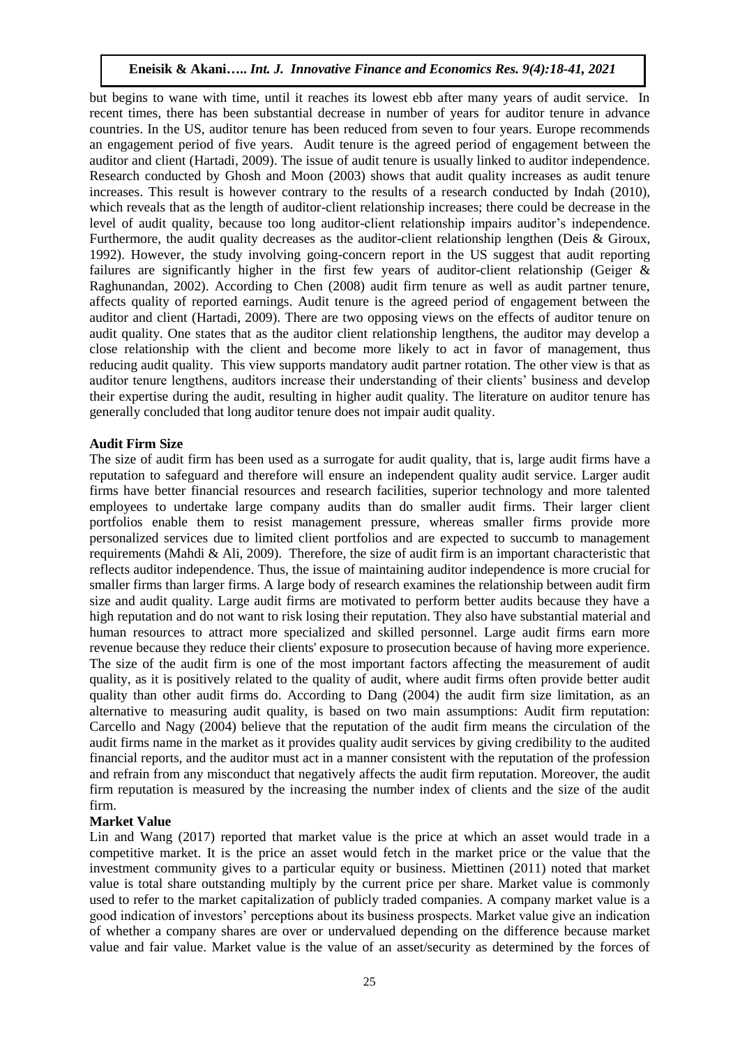but begins to wane with time, until it reaches its lowest ebb after many years of audit service. In recent times, there has been substantial decrease in number of years for auditor tenure in advance countries. In the US, auditor tenure has been reduced from seven to four years. Europe recommends an engagement period of five years. Audit tenure is the agreed period of engagement between the auditor and client (Hartadi, 2009). The issue of audit tenure is usually linked to auditor independence. Research conducted by Ghosh and Moon (2003) shows that audit quality increases as audit tenure increases. This result is however contrary to the results of a research conducted by Indah (2010), which reveals that as the length of auditor-client relationship increases; there could be decrease in the level of audit quality, because too long auditor-client relationship impairs auditor's independence. Furthermore, the audit quality decreases as the auditor-client relationship lengthen (Deis & Giroux, 1992). However, the study involving going-concern report in the US suggest that audit reporting failures are significantly higher in the first few years of auditor-client relationship (Geiger & Raghunandan, 2002). According to Chen (2008) audit firm tenure as well as audit partner tenure, affects quality of reported earnings. Audit tenure is the agreed period of engagement between the auditor and client (Hartadi, 2009). There are two opposing views on the effects of auditor tenure on audit quality. One states that as the auditor client relationship lengthens, the auditor may develop a close relationship with the client and become more likely to act in favor of management, thus reducing audit quality. This view supports mandatory audit partner rotation. The other view is that as auditor tenure lengthens, auditors increase their understanding of their clients' business and develop their expertise during the audit, resulting in higher audit quality. The literature on auditor tenure has generally concluded that long auditor tenure does not impair audit quality.

**Audit Firm Size**

The size of audit firm has been used as a surrogate for audit quality, that is, large audit firms have a reputation to safeguard and therefore will ensure an independent quality audit service. Larger audit firms have better financial resources and research facilities, superior technology and more talented employees to undertake large company audits than do smaller audit firms. Their larger client portfolios enable them to resist management pressure, whereas smaller firms provide more personalized services due to limited client portfolios and are expected to succumb to management requirements (Mahdi & Ali, 2009). Therefore, the size of audit firm is an important characteristic that reflects auditor independence. Thus, the issue of maintaining auditor independence is more crucial for smaller firms than larger firms. A large body of research examines the relationship between audit firm size and audit quality. Large audit firms are motivated to perform better audits because they have a high reputation and do not want to risk losing their reputation. They also have substantial material and human resources to attract more specialized and skilled personnel. Large audit firms earn more revenue because they reduce their clients' exposure to prosecution because of having more experience. The size of the audit firm is one of the most important factors affecting the measurement of audit quality, as it is positively related to the quality of audit, where audit firms often provide better audit quality than other audit firms do. According to Dang (2004) the audit firm size limitation, as an alternative to measuring audit quality, is based on two main assumptions: Audit firm reputation: Carcello and Nagy (2004) believe that the reputation of the audit firm means the circulation of the audit firms name in the market as it provides quality audit services by giving credibility to the audited financial reports, and the auditor must act in a manner consistent with the reputation of the profession and refrain from any misconduct that negatively affects the audit firm reputation. Moreover, the audit firm reputation is measured by the increasing the number index of clients and the size of the audit firm.

**Market Value**

Lin and Wang (2017) reported that market value is the price at which an asset would trade in a competitive market. It is the price an asset would fetch in the market price or the value that the investment community gives to a particular equity or business. Miettinen (2011) noted that market value is total share outstanding multiply by the current price per share. Market value is commonly used to refer to the market capitalization of publicly traded companies. A company market value is a good indication of investors' perceptions about its business prospects. Market value give an indication of whether a company shares are over or undervalued depending on the difference because market value and fair value. Market value is the value of an asset/security as determined by the forces of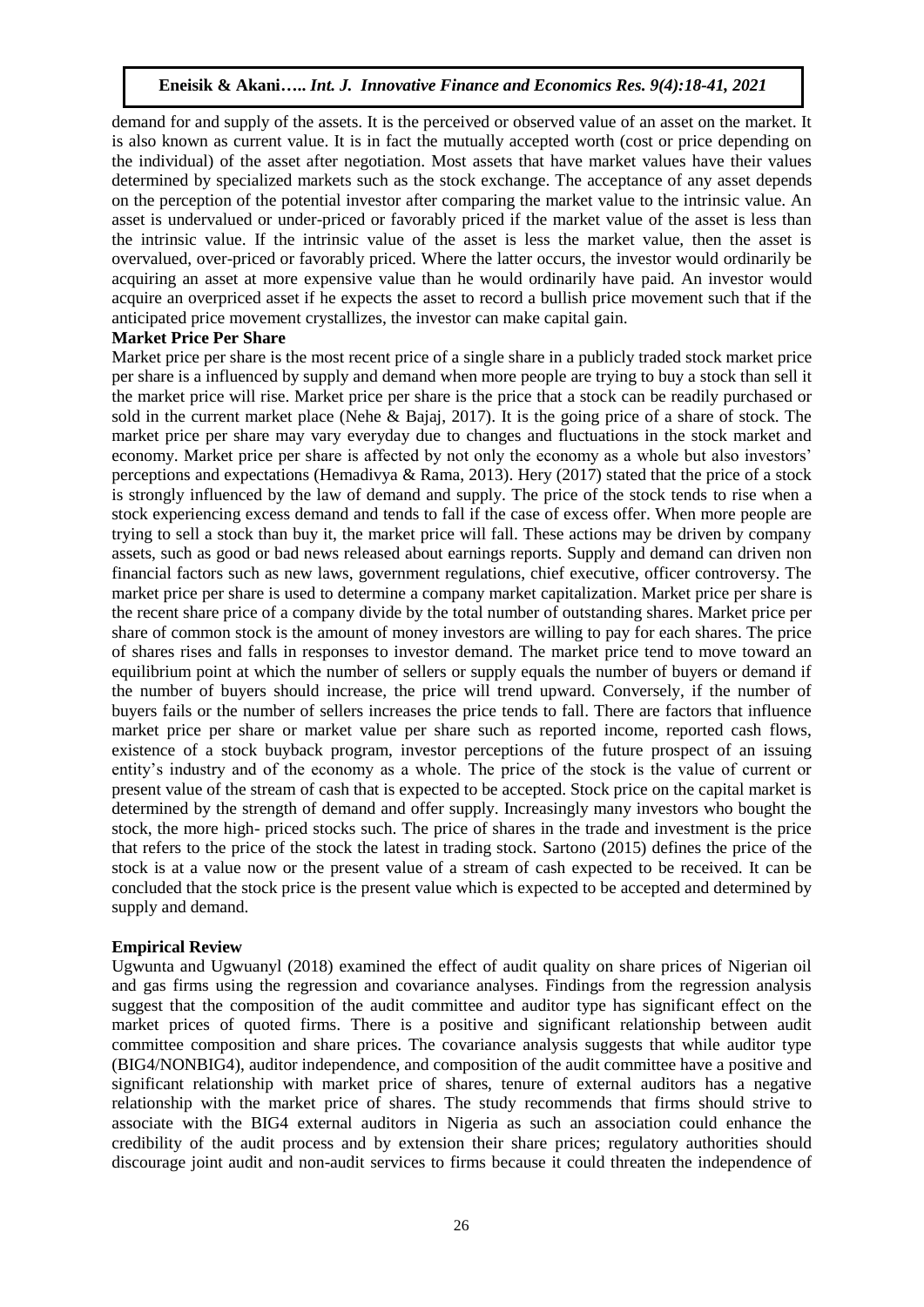demand for and supply of the assets. It is the perceived or observed value of an asset on the market. It is also known as current value. It is in fact the mutually accepted worth (cost or price depending on the individual) of the asset after negotiation. Most assets that have market values have their values determined by specialized markets such as the stock exchange. The acceptance of any asset depends on the perception of the potential investor after comparing the market value to the intrinsic value. An asset is undervalued or under-priced or favorably priced if the market value of the asset is less than the intrinsic value. If the intrinsic value of the asset is less the market value, then the asset is overvalued, over-priced or favorably priced. Where the latter occurs, the investor would ordinarily be acquiring an asset at more expensive value than he would ordinarily have paid. An investor would acquire an overpriced asset if he expects the asset to record a bullish price movement such that if the anticipated price movement crystallizes, the investor can make capital gain.

**Market Price Per Share**

Market price per share is the most recent price of a single share in a publicly traded stock market price per share is a influenced by supply and demand when more people are trying to buy a stock than sell it the market price will rise. Market price per share is the price that a stock can be readily purchased or sold in the current market place (Nehe & Bajaj, 2017). It is the going price of a share of stock. The market price per share may vary everyday due to changes and fluctuations in the stock market and economy. Market price per share is affected by not only the economy as a whole but also investors' perceptions and expectations (Hemadivya & Rama, 2013). Hery (2017) stated that the price of a stock is strongly influenced by the law of demand and supply. The price of the stock tends to rise when a stock experiencing excess demand and tends to fall if the case of excess offer. When more people are trying to sell a stock than buy it, the market price will fall. These actions may be driven by company assets, such as good or bad news released about earnings reports. Supply and demand can driven non financial factors such as new laws, government regulations, chief executive, officer controversy. The market price per share is used to determine a company market capitalization. Market price per share is the recent share price of a company divide by the total number of outstanding shares. Market price per share of common stock is the amount of money investors are willing to pay for each shares. The price of shares rises and falls in responses to investor demand. The market price tend to move toward an equilibrium point at which the number of sellers or supply equals the number of buyers or demand if the number of buyers should increase, the price will trend upward. Conversely, if the number of buyers fails or the number of sellers increases the price tends to fall. There are factors that influence market price per share or market value per share such as reported income, reported cash flows, existence of a stock buyback program, investor perceptions of the future prospect of an issuing entity's industry and of the economy as a whole. The price of the stock is the value of current or present value of the stream of cash that is expected to be accepted. Stock price on the capital market is determined by the strength of demand and offer supply. Increasingly many investors who bought the stock, the more high- priced stocks such. The price of shares in the trade and investment is the price that refers to the price of the stock the latest in trading stock. Sartono (2015) defines the price of the stock is at a value now or the present value of a stream of cash expected to be received. It can be concluded that the stock price is the present value which is expected to be accepted and determined by supply and demand.

**Empirical Review**

Ugwunta and Ugwuanyl (2018) examined the effect of audit quality on share prices of Nigerian oil and gas firms using the regression and covariance analyses. Findings from the regression analysis suggest that the composition of the audit committee and auditor type has significant effect on the market prices of quoted firms. There is a positive and significant relationship between audit committee composition and share prices. The covariance analysis suggests that while auditor type (BIG4/NONBIG4), auditor independence, and composition of the audit committee have a positive and significant relationship with market price of shares, tenure of external auditors has a negative relationship with the market price of shares. The study recommends that firms should strive to associate with the BIG4 external auditors in Nigeria as such an association could enhance the credibility of the audit process and by extension their share prices; regulatory authorities should discourage joint audit and non-audit services to firms because it could threaten the independence of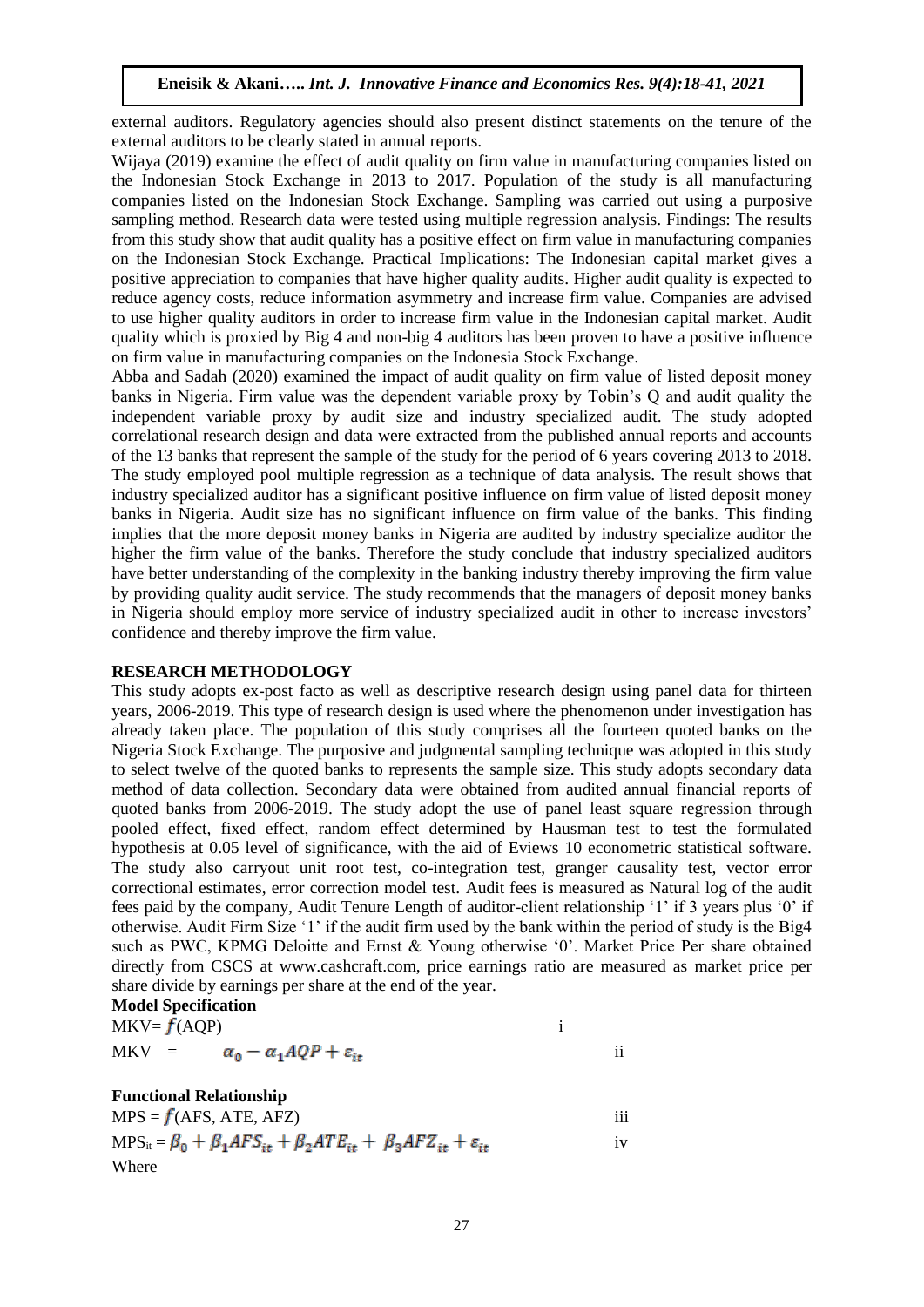external auditors. Regulatory agencies should also present distinct statements on the tenure of the external auditors to be clearly stated in annual reports.

Wijaya (2019) examine the effect of audit quality on firm value in manufacturing companies listed on the Indonesian Stock Exchange in 2013 to 2017. Population of the study is all manufacturing companies listed on the Indonesian Stock Exchange. Sampling was carried out using a purposive sampling method. Research data were tested using multiple regression analysis. Findings: The results from this study show that audit quality has a positive effect on firm value in manufacturing companies on the Indonesian Stock Exchange. Practical Implications: The Indonesian capital market gives a positive appreciation to companies that have higher quality audits. Higher audit quality is expected to reduce agency costs, reduce information asymmetry and increase firm value. Companies are advised to use higher quality auditors in order to increase firm value in the Indonesian capital market. Audit quality which is proxied by Big 4 and non-big 4 auditors has been proven to have a positive influence on firm value in manufacturing companies on the Indonesia Stock Exchange.

Abba and Sadah (2020) examined the impact of audit quality on firm value of listed deposit money banks in Nigeria. Firm value was the dependent variable proxy by Tobin's Q and audit quality the independent variable proxy by audit size and industry specialized audit. The study adopted correlational research design and data were extracted from the published annual reports and accounts of the 13 banks that represent the sample of the study for the period of 6 years covering 2013 to 2018. The study employed pool multiple regression as a technique of data analysis. The result shows that industry specialized auditor has a significant positive influence on firm value of listed deposit money banks in Nigeria. Audit size has no significant influence on firm value of the banks. This finding implies that the more deposit money banks in Nigeria are audited by industry specialize auditor the higher the firm value of the banks. Therefore the study conclude that industry specialized auditors have better understanding of the complexity in the banking industry thereby improving the firm value by providing quality audit service. The study recommends that the managers of deposit money banks in Nigeria should employ more service of industry specialized audit in other to increase investors' confidence and thereby improve the firm value.

## RESEARCH METHODOLOGY

This study adopts ex-post facto as well as descriptive research design using panel data for thirteen years, 2006-2019. This type of research design is used where the phenomenon under investigation has already taken place. The population of this study comprises all the fourteen quoted banks on the Nigeria Stock Exchange. The purposive and judgmental sampling technique was adopted in this study to select twelve of the quoted banks to represents the sample size. This study adopts secondary data method of data collection. Secondary data were obtained from audited annual financial reports of quoted banks from 2006-2019. The study adopt the use of panel least square regression through pooled effect, fixed effect, random effect determined by Hausman test to test the formulated hypothesis at 0.05 level of significance, with the aid of Eviews 10 econometric statistical software. The study also carryout unit root test, co-integration test, granger causality test, vector error correctional estimates, error correction model test. Audit fees is measured as Natural log of the audit fees paid by the company, Audit Tenure Length of auditor-client relationship '1' if 3 years plus '0' if otherwise. Audit Firm Size '1' if the audit firm used by the bank within the period of study is the Big4 such as PWC, KPMG Deloitte and Ernst & Young otherwise '0'. Market Price Per share obtained directly from CSCS at www.cashcraft.com, price earnings ratio are measured as market price per share divide by earnings per share at the end of the year.

**Model Specification**

$MKV = f(AQP)$ &nbsp;&nbsp;&nbsp;&nbsp; i

$MKV = \alpha_0 - \alpha_1 AQP + \varepsilon_{it}$ &nbsp;&nbsp;&nbsp;&nbsp; ii

**Functional Relationship**

$MPS = f(AFS, ATE, AFZ)$ &nbsp;&nbsp;&nbsp;&nbsp; iii

$MPS_{it} = \beta_0 + \beta_1 AFS_{it} + \beta_2 ATE_{it} + \beta_3 AFZ_{it} + \varepsilon_{it}$ &nbsp;&nbsp;&nbsp;&nbsp; iv

Where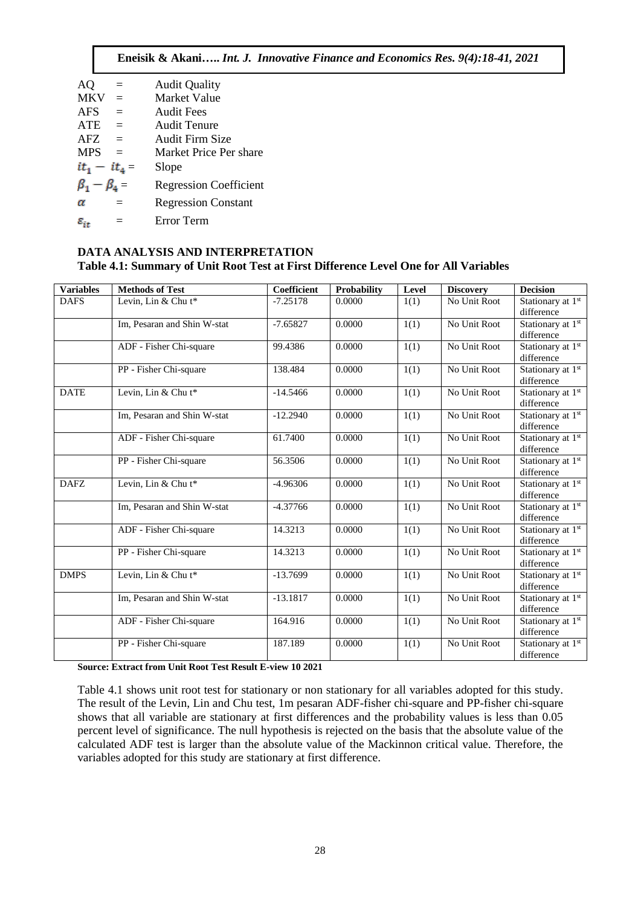| | | |
|---|---|---|
| AQ | = | Audit Quality |
| MKV | = | Market Value |
| AFS | = | Audit Fees |
| ATE | = | Audit Tenure |
| AFZ | = | Audit Firm Size |
| MPS | = | Market Price Per share |
| $it_1 - it_4$ | = | Slope |
| $\beta_1 - \beta_4$ | = | Regression Coefficient |
| $\alpha$ | = | Regression Constant |
| $\varepsilon_{it}$ | = | Error Term |

## DATA ANALYSIS AND INTERPRETATION

**Table 4.1: Summary of Unit Root Test at First Difference Level One for All Variables**

| Variables | Methods of Test | Coefficient | Probability | Level | Discovery | Decision |
|---|---|---|---|---|---|---|
| DAFS | Levin, Lin & Chu t* | -7.25178 | 0.0000 | 1(1) | No Unit Root | Stationary at 1st difference |
| | Im, Pesaran and Shin W-stat | -7.65827 | 0.0000 | 1(1) | No Unit Root | Stationary at 1st difference |
| | ADF - Fisher Chi-square | 99.4386 | 0.0000 | 1(1) | No Unit Root | Stationary at 1st difference |
| | PP - Fisher Chi-square | 138.484 | 0.0000 | 1(1) | No Unit Root | Stationary at 1st difference |
| DATE | Levin, Lin & Chu t* | -14.5466 | 0.0000 | 1(1) | No Unit Root | Stationary at 1st difference |
| | Im, Pesaran and Shin W-stat | -12.2940 | 0.0000 | 1(1) | No Unit Root | Stationary at 1st difference |
| | ADF - Fisher Chi-square | 61.7400 | 0.0000 | 1(1) | No Unit Root | Stationary at 1st difference |
| | PP - Fisher Chi-square | 56.3506 | 0.0000 | 1(1) | No Unit Root | Stationary at 1st difference |
| DAFZ | Levin, Lin & Chu t* | -4.96306 | 0.0000 | 1(1) | No Unit Root | Stationary at 1st difference |
| | Im, Pesaran and Shin W-stat | -4.37766 | 0.0000 | 1(1) | No Unit Root | Stationary at 1st difference |
| | ADF - Fisher Chi-square | 14.3213 | 0.0000 | 1(1) | No Unit Root | Stationary at 1st difference |
| | PP - Fisher Chi-square | 14.3213 | 0.0000 | 1(1) | No Unit Root | Stationary at 1st difference |
| DMPS | Levin, Lin & Chu t* | -13.7699 | 0.0000 | 1(1) | No Unit Root | Stationary at 1st difference |
| | Im, Pesaran and Shin W-stat | -13.1817 | 0.0000 | 1(1) | No Unit Root | Stationary at 1st difference |
| | ADF - Fisher Chi-square | 164.916 | 0.0000 | 1(1) | No Unit Root | Stationary at 1st difference |
| | PP - Fisher Chi-square | 187.189 | 0.0000 | 1(1) | No Unit Root | Stationary at 1st difference |

**Source: Extract from Unit Root Test Result E-view 10 2021**

Table 4.1 shows unit root test for stationary or non stationary for all variables adopted for this study. The result of the Levin, Lin and Chu test, 1m pesaran ADF-fisher chi-square and PP-fisher chi-square shows that all variable are stationary at first differences and the probability values is less than 0.05 percent level of significance. The null hypothesis is rejected on the basis that the absolute value of the calculated ADF test is larger than the absolute value of the Mackinnon critical value. Therefore, the variables adopted for this study are stationary at first difference.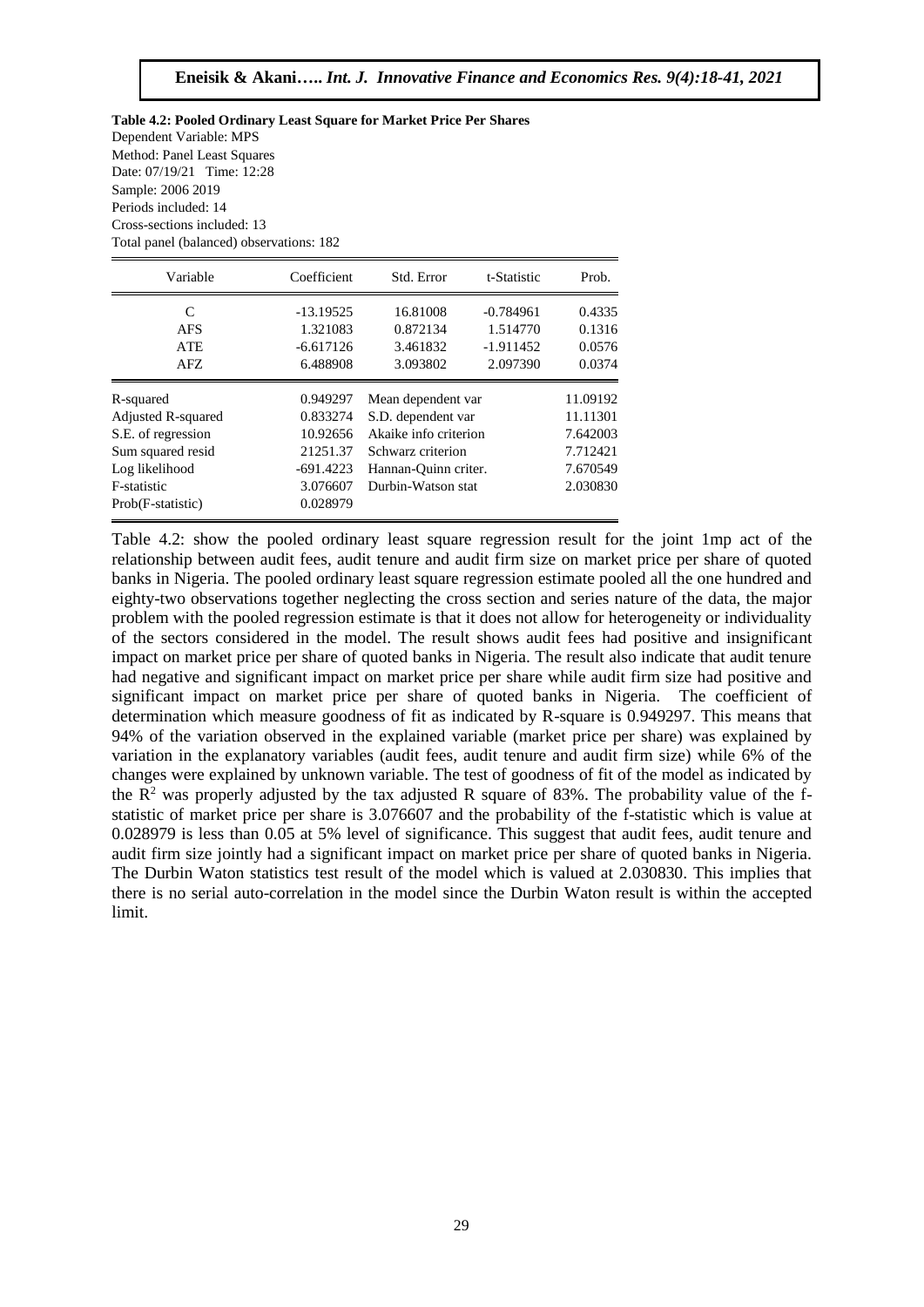**Table 4.2: Pooled Ordinary Least Square for Market Price Per Shares**

Dependent Variable: MPS
Method: Panel Least Squares
Date: 07/19/21 Time: 12:28
Sample: 2006 2019
Periods included: 14
Cross-sections included: 13
Total panel (balanced) observations: 182

| Variable | Coefficient | Std. Error | t-Statistic | Prob. |
|---|---|---|---|---|
| C | -13.19525 | 16.81008 | -0.784961 | 0.4335 |
| AFS | 1.321083 | 0.872134 | 1.514770 | 0.1316 |
| ATE | -6.617126 | 3.461832 | -1.911452 | 0.0576 |
| AFZ | 6.488908 | 3.093802 | 2.097390 | 0.0374 |

| | | | |
|---|---|---|---|
| R-squared | 0.949297 | Mean dependent var | 11.09192 |
| Adjusted R-squared | 0.833274 | S.D. dependent var | 11.11301 |
| S.E. of regression | 10.92656 | Akaike info criterion | 7.642003 |
| Sum squared resid | 21251.37 | Schwarz criterion | 7.712421 |
| Log likelihood | -691.4223 | Hannan-Quinn criter. | 7.670549 |
| F-statistic | 3.076607 | Durbin-Watson stat | 2.030830 |
| Prob(F-statistic) | 0.028979 | | |

Table 4.2: show the pooled ordinary least square regression result for the joint 1mp act of the relationship between audit fees, audit tenure and audit firm size on market price per share of quoted banks in Nigeria. The pooled ordinary least square regression estimate pooled all the one hundred and eighty-two observations together neglecting the cross section and series nature of the data, the major problem with the pooled regression estimate is that it does not allow for heterogeneity or individuality of the sectors considered in the model. The result shows audit fees had positive and insignificant impact on market price per share of quoted banks in Nigeria. The result also indicate that audit tenure had negative and significant impact on market price per share while audit firm size had positive and significant impact on market price per share of quoted banks in Nigeria. The coefficient of determination which measure goodness of fit as indicated by R-square is 0.949297. This means that 94% of the variation observed in the explained variable (market price per share) was explained by variation in the explanatory variables (audit fees, audit tenure and audit firm size) while 6% of the changes were explained by unknown variable. The test of goodness of fit of the model as indicated by the $R^2$ was properly adjusted by the tax adjusted R square of 83%. The probability value of the f-statistic of market price per share is 3.076607 and the probability of the f-statistic which is value at 0.028979 is less than 0.05 at 5% level of significance. This suggest that audit fees, audit tenure and audit firm size jointly had a significant impact on market price per share of quoted banks in Nigeria. The Durbin Waton statistics test result of the model which is valued at 2.030830. This implies that there is no serial auto-correlation in the model since the Durbin Waton result is within the accepted limit.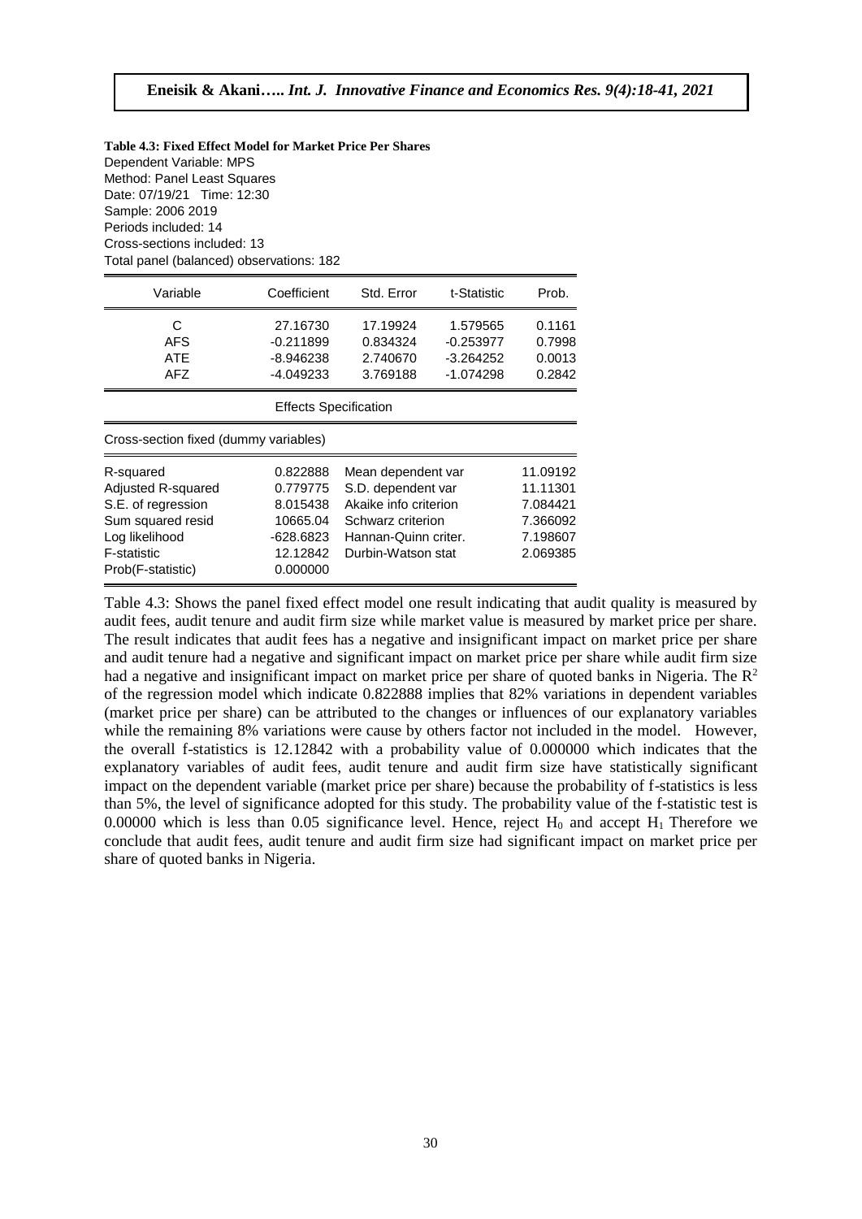**Table 4.3: Fixed Effect Model for Market Price Per Shares**

Dependent Variable: MPS
Method: Panel Least Squares
Date: 07/19/21 Time: 12:30
Sample: 2006 2019
Periods included: 14
Cross-sections included: 13
Total panel (balanced) observations: 182

| Variable | Coefficient | Std. Error | t-Statistic | Prob. |
|---|---|---|---|---|
| C | 27.16730 | 17.19924 | 1.579565 | 0.1161 |
| AFS | -0.211899 | 0.834324 | -0.253977 | 0.7998 |
| ATE | -8.946238 | 2.740670 | -3.264252 | 0.0013 |
| AFZ | -4.049233 | 3.769188 | -1.074298 | 0.2842 |

Effects Specification

Cross-section fixed (dummy variables)

| | | | |
|---|---|---|---|
| R-squared | 0.822888 | Mean dependent var | 11.09192 |
| Adjusted R-squared | 0.779775 | S.D. dependent var | 11.11301 |
| S.E. of regression | 8.015438 | Akaike info criterion | 7.084421 |
| Sum squared resid | 10665.04 | Schwarz criterion | 7.366092 |
| Log likelihood | -628.6823 | Hannan-Quinn criter. | 7.198607 |
| F-statistic | 12.12842 | Durbin-Watson stat | 2.069385 |
| Prob(F-statistic) | 0.000000 | | |

Table 4.3: Shows the panel fixed effect model one result indicating that audit quality is measured by audit fees, audit tenure and audit firm size while market value is measured by market price per share. The result indicates that audit fees has a negative and insignificant impact on market price per share and audit tenure had a negative and significant impact on market price per share while audit firm size had a negative and insignificant impact on market price per share of quoted banks in Nigeria. The $R^2$ of the regression model which indicate 0.822888 implies that 82% variations in dependent variables (market price per share) can be attributed to the changes or influences of our explanatory variables while the remaining 8% variations were cause by others factor not included in the model. However, the overall f-statistics is 12.12842 with a probability value of 0.000000 which indicates that the explanatory variables of audit fees, audit tenure and audit firm size have statistically significant impact on the dependent variable (market price per share) because the probability of f-statistics is less than 5%, the level of significance adopted for this study. The probability value of the f-statistic test is 0.00000 which is less than 0.05 significance level. Hence, reject $H_0$ and accept $H_1$ Therefore we conclude that audit fees, audit tenure and audit firm size had significant impact on market price per share of quoted banks in Nigeria.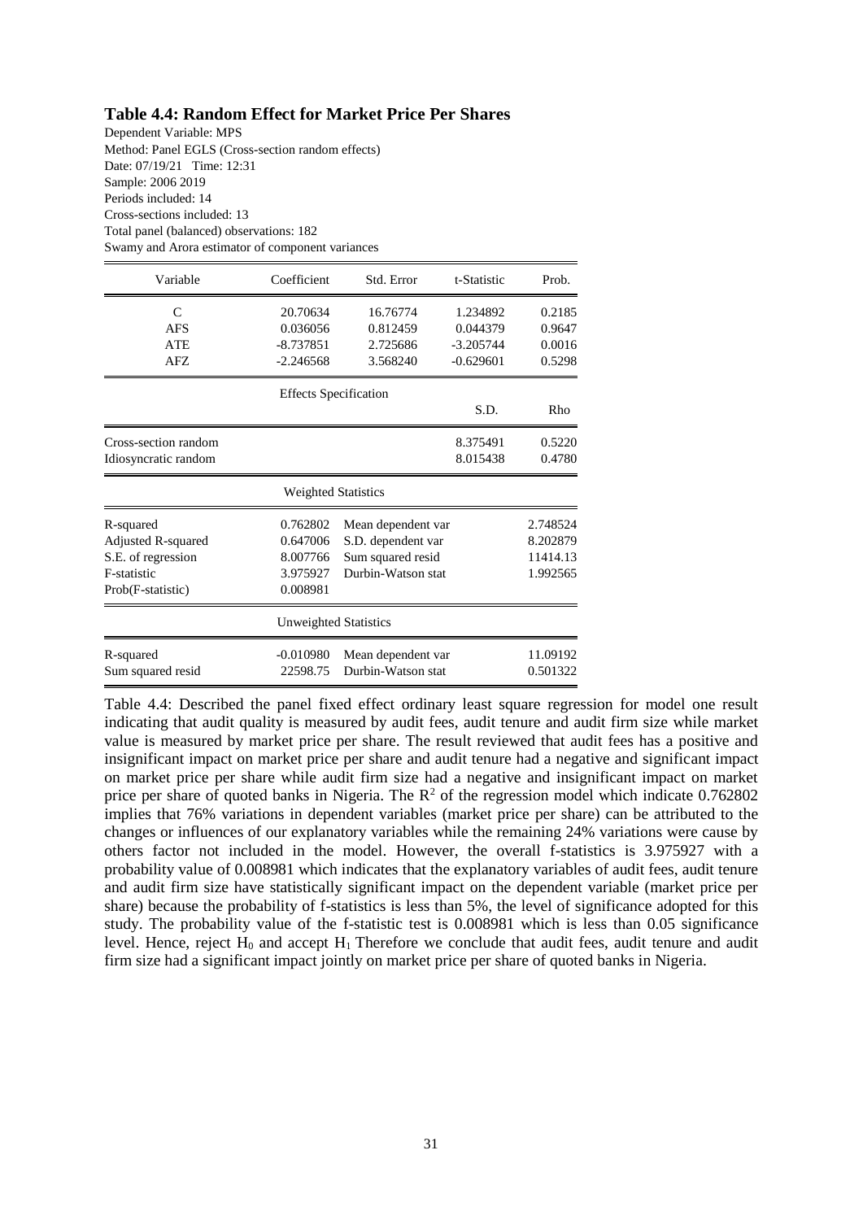### Table 4.4: Random Effect for Market Price Per Shares

Dependent Variable: MPS
Method: Panel EGLS (Cross-section random effects)
Date: 07/19/21 Time: 12:31
Sample: 2006 2019
Periods included: 14
Cross-sections included: 13
Total panel (balanced) observations: 182
Swamy and Arora estimator of component variances

| Variable | Coefficient | Std. Error | t-Statistic | Prob. |
|---|---|---|---|---|
| C | 20.70634 | 16.76774 | 1.234892 | 0.2185 |
| AFS | 0.036056 | 0.812459 | 0.044379 | 0.9647 |
| ATE | -8.737851 | 2.725686 | -3.205744 | 0.0016 |
| AFZ | -2.246568 | 3.568240 | -0.629601 | 0.5298 |

Effects Specification

| | S.D. | Rho |
|---|---|---|
| Cross-section random | 8.375491 | 0.5220 |
| Idiosyncratic random | 8.015438 | 0.4780 |

Weighted Statistics

| | | | |
|---|---|---|---|
| R-squared | 0.762802 | Mean dependent var | 2.748524 |
| Adjusted R-squared | 0.647006 | S.D. dependent var | 8.202879 |
| S.E. of regression | 8.007766 | Sum squared resid | 11414.13 |
| F-statistic | 3.975927 | Durbin-Watson stat | 1.992565 |
| Prob(F-statistic) | 0.008981 | | |

Unweighted Statistics

| | | | |
|---|---|---|---|
| R-squared | -0.010980 | Mean dependent var | 11.09192 |
| Sum squared resid | 22598.75 | Durbin-Watson stat | 0.501322 |

Table 4.4: Described the panel fixed effect ordinary least square regression for model one result indicating that audit quality is measured by audit fees, audit tenure and audit firm size while market value is measured by market price per share. The result reviewed that audit fees has a positive and insignificant impact on market price per share and audit tenure had a negative and significant impact on market price per share while audit firm size had a negative and insignificant impact on market price per share of quoted banks in Nigeria. The $R^2$ of the regression model which indicate 0.762802 implies that 76% variations in dependent variables (market price per share) can be attributed to the changes or influences of our explanatory variables while the remaining 24% variations were cause by others factor not included in the model. However, the overall f-statistics is 3.975927 with a probability value of 0.008981 which indicates that the explanatory variables of audit fees, audit tenure and audit firm size have statistically significant impact on the dependent variable (market price per share) because the probability of f-statistics is less than 5%, the level of significance adopted for this study. The probability value of the f-statistic test is 0.008981 which is less than 0.05 significance level. Hence, reject $H_0$ and accept $H_1$ Therefore we conclude that audit fees, audit tenure and audit firm size had a significant impact jointly on market price per share of quoted banks in Nigeria.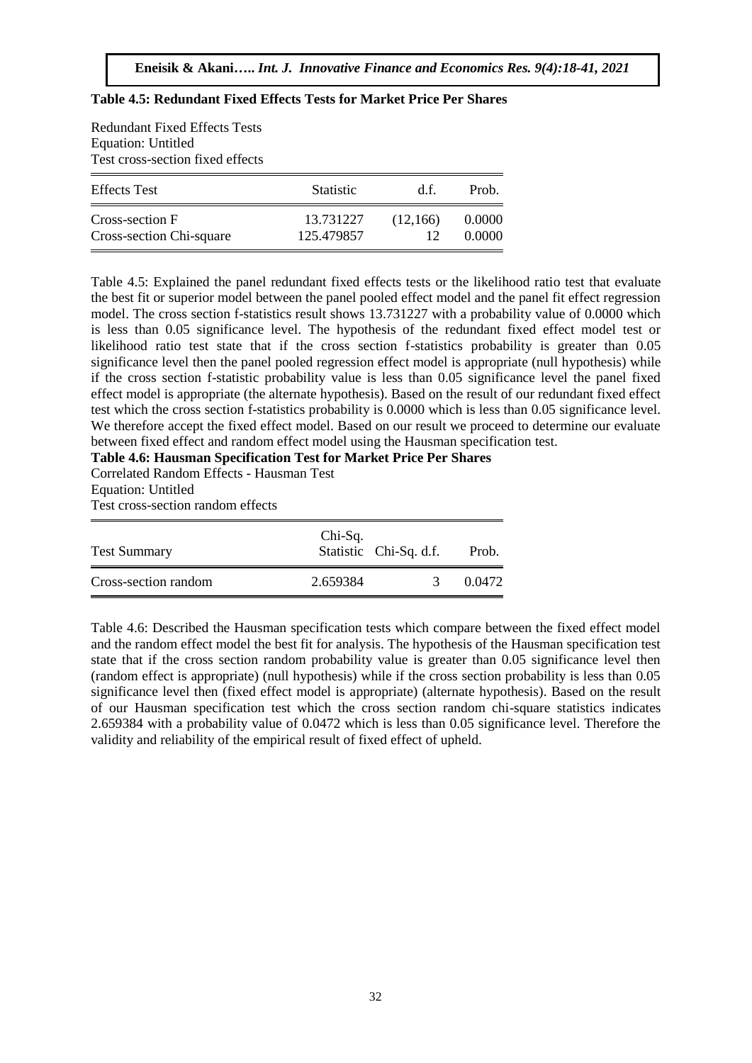**Table 4.5: Redundant Fixed Effects Tests for Market Price Per Shares**

Redundant Fixed Effects Tests
Equation: Untitled
Test cross-section fixed effects

| Effects Test | Statistic | d.f. | Prob. |
|---|---|---|---|
| Cross-section F | 13.731227 | (12,166) | 0.0000 |
| Cross-section Chi-square | 125.479857 | 12 | 0.0000 |

Table 4.5: Explained the panel redundant fixed effects tests or the likelihood ratio test that evaluate the best fit or superior model between the panel pooled effect model and the panel fit effect regression model. The cross section f-statistics result shows 13.731227 with a probability value of 0.0000 which is less than 0.05 significance level. The hypothesis of the redundant fixed effect model test or likelihood ratio test state that if the cross section f-statistics probability is greater than 0.05 significance level then the panel pooled regression effect model is appropriate (null hypothesis) while if the cross section f-statistic probability value is less than 0.05 significance level the panel fixed effect model is appropriate (the alternate hypothesis). Based on the result of our redundant fixed effect test which the cross section f-statistics probability is 0.0000 which is less than 0.05 significance level. We therefore accept the fixed effect model. Based on our result we proceed to determine our evaluate between fixed effect and random effect model using the Hausman specification test.

**Table 4.6: Hausman Specification Test for Market Price Per Shares**

Correlated Random Effects - Hausman Test
Equation: Untitled
Test cross-section random effects

| Test Summary | Chi-Sq. Statistic | Chi-Sq. d.f. | Prob. |
|---|---|---|---|
| Cross-section random | 2.659384 | 3 | 0.0472 |

Table 4.6: Described the Hausman specification tests which compare between the fixed effect model and the random effect model the best fit for analysis. The hypothesis of the Hausman specification test state that if the cross section random probability value is greater than 0.05 significance level then (random effect is appropriate) (null hypothesis) while if the cross section probability is less than 0.05 significance level then (fixed effect model is appropriate) (alternate hypothesis). Based on the result of our Hausman specification test which the cross section random chi-square statistics indicates 2.659384 with a probability value of 0.0472 which is less than 0.05 significance level. Therefore the validity and reliability of the empirical result of fixed effect of upheld.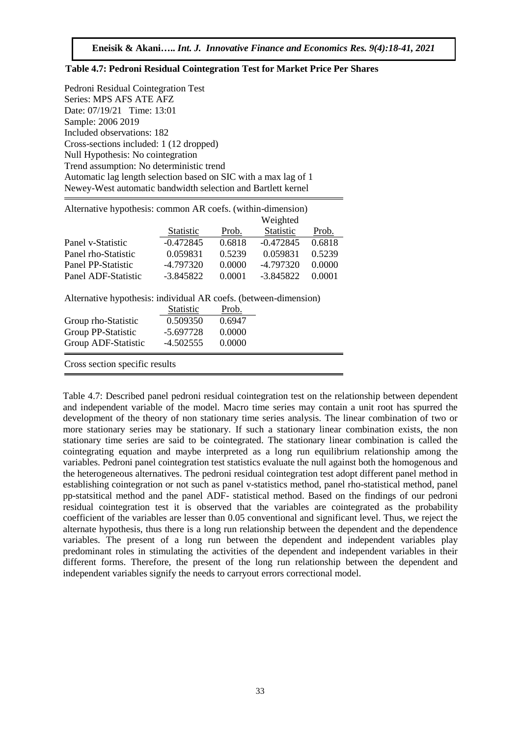**Table 4.7: Pedroni Residual Cointegration Test for Market Price Per Shares**

Pedroni Residual Cointegration Test
Series: MPS AFS ATE AFZ
Date: 07/19/21 Time: 13:01
Sample: 2006 2019
Included observations: 182
Cross-sections included: 1 (12 dropped)
Null Hypothesis: No cointegration
Trend assumption: No deterministic trend
Automatic lag length selection based on SIC with a max lag of 1
Newey-West automatic bandwidth selection and Bartlett kernel

Alternative hypothesis: common AR coefs. (within-dimension)

| | Statistic | Prob. | Weighted Statistic | Prob. |
|---|---|---|---|---|
| Panel v-Statistic | -0.472845 | 0.6818 | -0.472845 | 0.6818 |
| Panel rho-Statistic | 0.059831 | 0.5239 | 0.059831 | 0.5239 |
| Panel PP-Statistic | -4.797320 | 0.0000 | -4.797320 | 0.0000 |
| Panel ADF-Statistic | -3.845822 | 0.0001 | -3.845822 | 0.0001 |

Alternative hypothesis: individual AR coefs. (between-dimension)

| | Statistic | Prob. |
|---|---|---|
| Group rho-Statistic | 0.509350 | 0.6947 |
| Group PP-Statistic | -5.697728 | 0.0000 |
| Group ADF-Statistic | -4.502555 | 0.0000 |

Cross section specific results

Table 4.7: Described panel pedroni residual cointegration test on the relationship between dependent and independent variable of the model. Macro time series may contain a unit root has spurred the development of the theory of non stationary time series analysis. The linear combination of two or more stationary series may be stationary. If such a stationary linear combination exists, the non stationary time series are said to be cointegrated. The stationary linear combination is called the cointegrating equation and maybe interpreted as a long run equilibrium relationship among the variables. Pedroni panel cointegration test statistics evaluate the null against both the homogenous and the heterogeneous alternatives. The pedroni residual cointegration test adopt different panel method in establishing cointegration or not such as panel v-statistics method, panel rho-statistical method, panel pp-statsitical method and the panel ADF- statistical method. Based on the findings of our pedroni residual cointegration test it is observed that the variables are cointegrated as the probability coefficient of the variables are lesser than 0.05 conventional and significant level. Thus, we reject the alternate hypothesis, thus there is a long run relationship between the dependent and the dependence variables. The present of a long run between the dependent and independent variables play predominant roles in stimulating the activities of the dependent and independent variables in their different forms. Therefore, the present of the long run relationship between the dependent and independent variables signify the needs to carryout errors correctional model.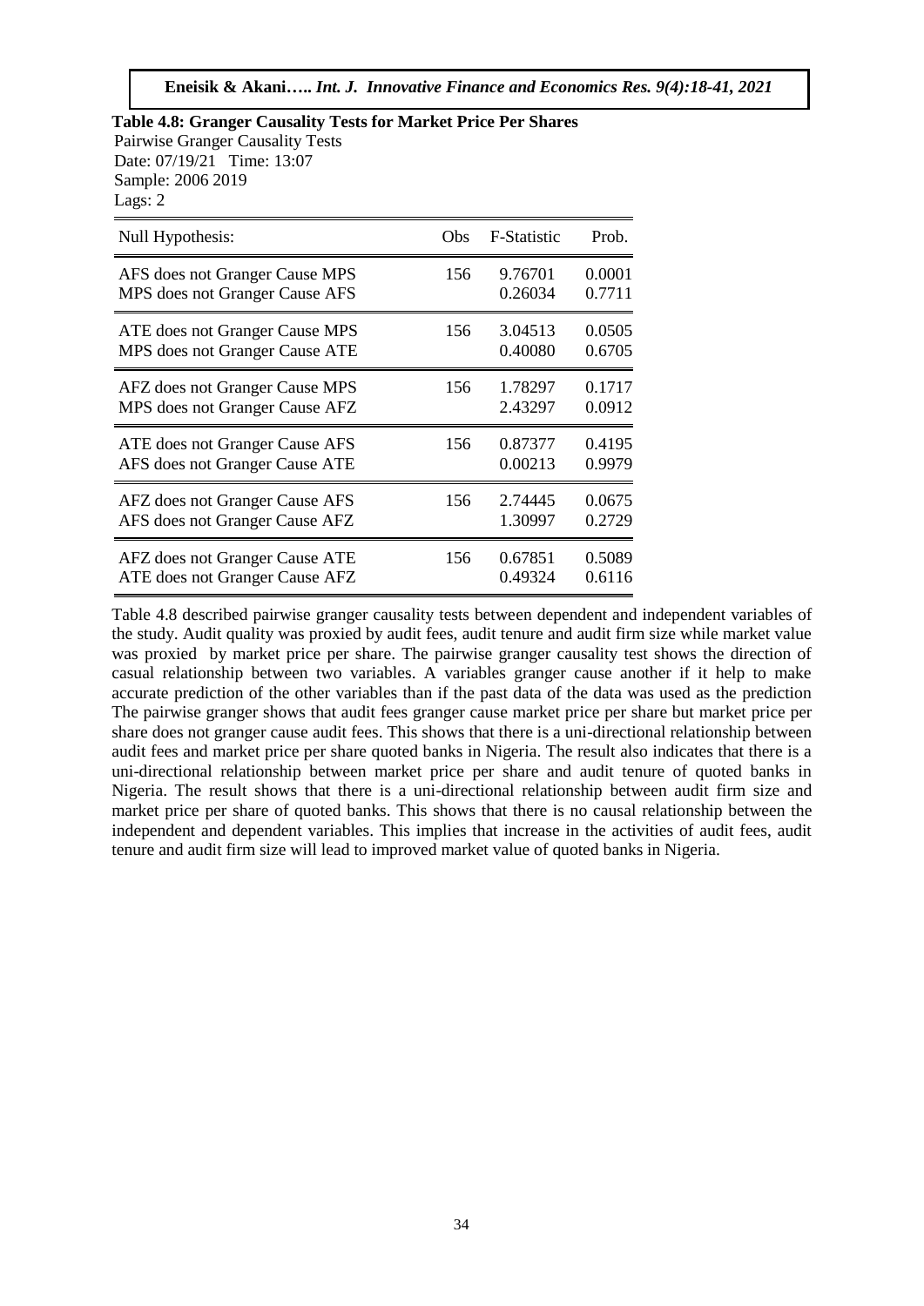**Table 4.8: Granger Causality Tests for Market Price Per Shares**

Pairwise Granger Causality Tests
Date: 07/19/21 Time: 13:07
Sample: 2006 2019
Lags: 2

| Null Hypothesis: | Obs | F-Statistic | Prob. |
|---|---|---|---|
| AFS does not Granger Cause MPS | 156 | 9.76701 | 0.0001 |
| MPS does not Granger Cause AFS | | 0.26034 | 0.7711 |
| ATE does not Granger Cause MPS | 156 | 3.04513 | 0.0505 |
| MPS does not Granger Cause ATE | | 0.40080 | 0.6705 |
| AFZ does not Granger Cause MPS | 156 | 1.78297 | 0.1717 |
| MPS does not Granger Cause AFZ | | 2.43297 | 0.0912 |
| ATE does not Granger Cause AFS | 156 | 0.87377 | 0.4195 |
| AFS does not Granger Cause ATE | | 0.00213 | 0.9979 |
| AFZ does not Granger Cause AFS | 156 | 2.74445 | 0.0675 |
| AFS does not Granger Cause AFZ | | 1.30997 | 0.2729 |
| AFZ does not Granger Cause ATE | 156 | 0.67851 | 0.5089 |
| ATE does not Granger Cause AFZ | | 0.49324 | 0.6116 |

Table 4.8 described pairwise granger causality tests between dependent and independent variables of the study. Audit quality was proxied by audit fees, audit tenure and audit firm size while market value was proxied by market price per share. The pairwise granger causality test shows the direction of casual relationship between two variables. A variables granger cause another if it help to make accurate prediction of the other variables than if the past data of the data was used as the prediction The pairwise granger shows that audit fees granger cause market price per share but market price per share does not granger cause audit fees. This shows that there is a uni-directional relationship between audit fees and market price per share quoted banks in Nigeria. The result also indicates that there is a uni-directional relationship between market price per share and audit tenure of quoted banks in Nigeria. The result shows that there is a uni-directional relationship between audit firm size and market price per share of quoted banks. This shows that there is no causal relationship between the independent and dependent variables. This implies that increase in the activities of audit fees, audit tenure and audit firm size will lead to improved market value of quoted banks in Nigeria.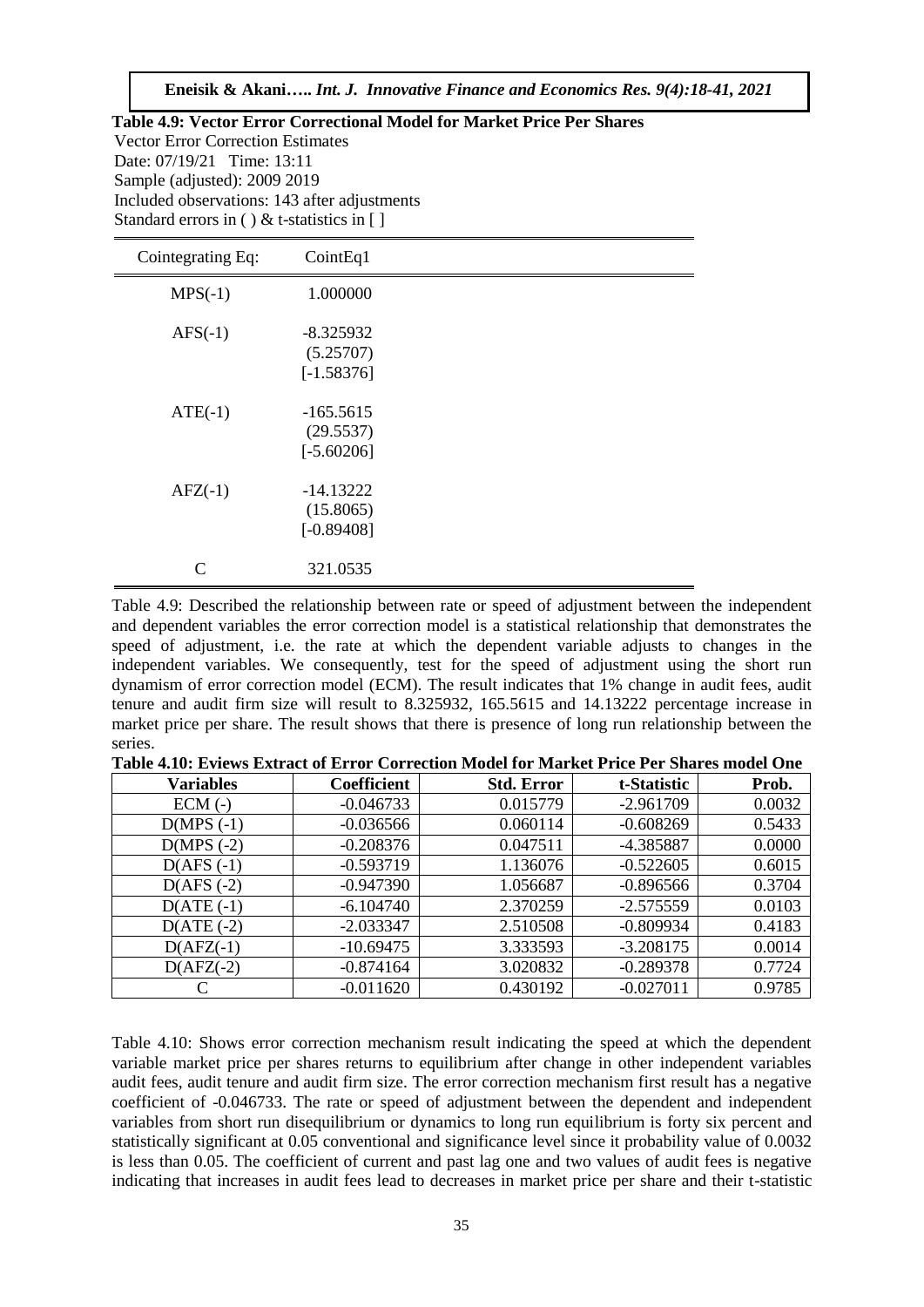**Table 4.9: Vector Error Correctional Model for Market Price Per Shares**

Vector Error Correction Estimates
Date: 07/19/21 Time: 13:11
Sample (adjusted): 2009 2019
Included observations: 143 after adjustments
Standard errors in ( ) & t-statistics in [ ]

| Cointegrating Eq: | CointEq1 |
|---|---|
| MPS(-1) | 1.000000 |
| AFS(-1) | -8.325932<br>(5.25707)<br>[-1.58376] |
| ATE(-1) | -165.5615<br>(29.5537)<br>[-5.60206] |
| AFZ(-1) | -14.13222<br>(15.8065)<br>[-0.89408] |
| C | 321.0535 |

Table 4.9: Described the relationship between rate or speed of adjustment between the independent and dependent variables the error correction model is a statistical relationship that demonstrates the speed of adjustment, i.e. the rate at which the dependent variable adjusts to changes in the independent variables. We consequently, test for the speed of adjustment using the short run dynamism of error correction model (ECM). The result indicates that 1% change in audit fees, audit tenure and audit firm size will result to 8.325932, 165.5615 and 14.13222 percentage increase in market price per share. The result shows that there is presence of long run relationship between the series.

**Table 4.10: Eviews Extract of Error Correction Model for Market Price Per Shares model One**

| Variables | Coefficient | Std. Error | t-Statistic | Prob. |
|---|---|---|---|---|
| ECM (-) | -0.046733 | 0.015779 | -2.961709 | 0.0032 |
| D(MPS (-1) | -0.036566 | 0.060114 | -0.608269 | 0.5433 |
| D(MPS (-2) | -0.208376 | 0.047511 | -4.385887 | 0.0000 |
| D(AFS (-1) | -0.593719 | 1.136076 | -0.522605 | 0.6015 |
| D(AFS (-2) | -0.947390 | 1.056687 | -0.896566 | 0.3704 |
| D(ATE (-1) | -6.104740 | 2.370259 | -2.575559 | 0.0103 |
| D(ATE (-2) | -2.033347 | 2.510508 | -0.809934 | 0.4183 |
| D(AFZ(-1) | -10.69475 | 3.333593 | -3.208175 | 0.0014 |
| D(AFZ(-2) | -0.874164 | 3.020832 | -0.289378 | 0.7724 |
| C | -0.011620 | 0.430192 | -0.027011 | 0.9785 |

Table 4.10: Shows error correction mechanism result indicating the speed at which the dependent variable market price per shares returns to equilibrium after change in other independent variables audit fees, audit tenure and audit firm size. The error correction mechanism first result has a negative coefficient of -0.046733. The rate or speed of adjustment between the dependent and independent variables from short run disequilibrium or dynamics to long run equilibrium is forty six percent and statistically significant at 0.05 conventional and significance level since it probability value of 0.0032 is less than 0.05. The coefficient of current and past lag one and two values of audit fees is negative indicating that increases in audit fees lead to decreases in market price per share and their t-statistic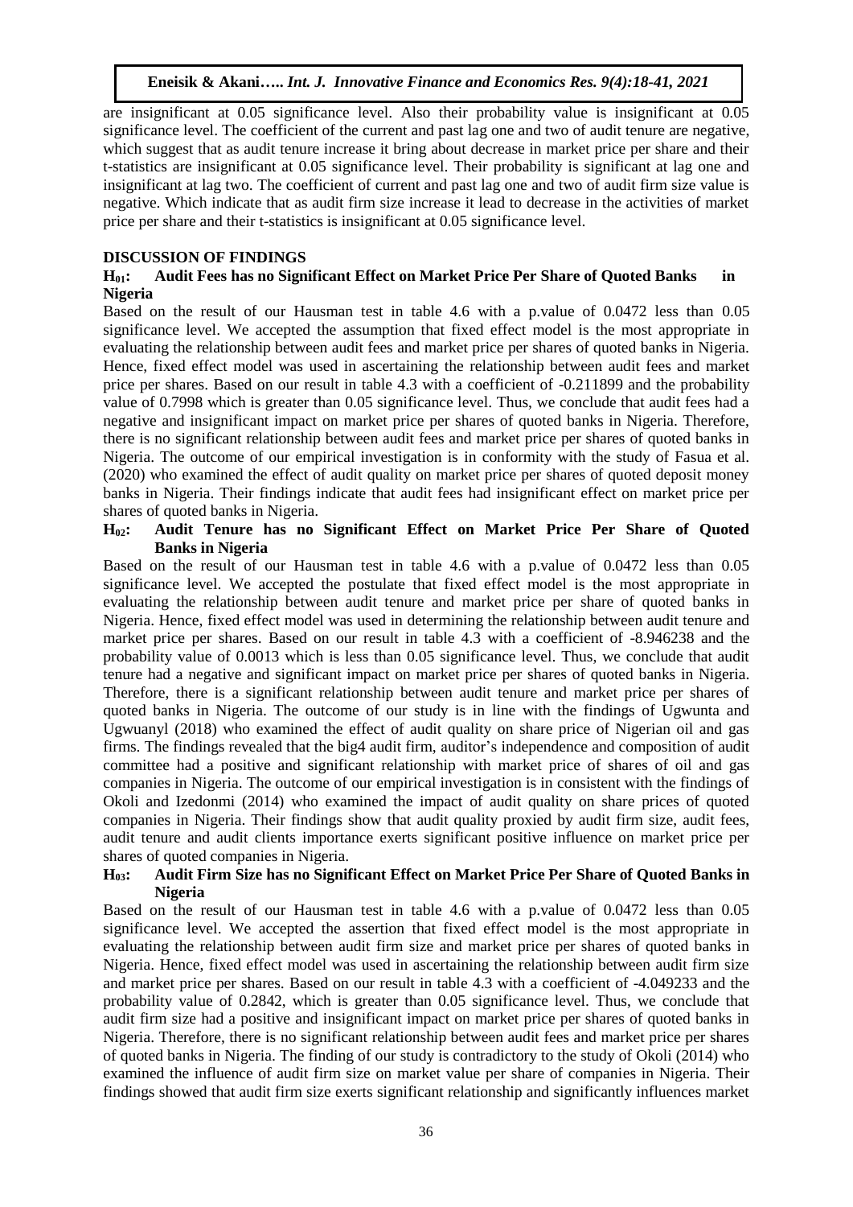are insignificant at 0.05 significance level. Also their probability value is insignificant at 0.05 significance level. The coefficient of the current and past lag one and two of audit tenure are negative, which suggest that as audit tenure increase it bring about decrease in market price per share and their t-statistics are insignificant at 0.05 significance level. Their probability is significant at lag one and insignificant at lag two. The coefficient of current and past lag one and two of audit firm size value is negative. Which indicate that as audit firm size increase it lead to decrease in the activities of market price per share and their t-statistics is insignificant at 0.05 significance level.

## DISCUSSION OF FINDINGS

### $H_{01}$: Audit Fees has no Significant Effect on Market Price Per Share of Quoted Banks in Nigeria

Based on the result of our Hausman test in table 4.6 with a p.value of 0.0472 less than 0.05 significance level. We accepted the assumption that fixed effect model is the most appropriate in evaluating the relationship between audit fees and market price per shares of quoted banks in Nigeria. Hence, fixed effect model was used in ascertaining the relationship between audit fees and market price per shares. Based on our result in table 4.3 with a coefficient of -0.211899 and the probability value of 0.7998 which is greater than 0.05 significance level. Thus, we conclude that audit fees had a negative and insignificant impact on market price per shares of quoted banks in Nigeria. Therefore, there is no significant relationship between audit fees and market price per shares of quoted banks in Nigeria. The outcome of our empirical investigation is in conformity with the study of Fasua et al. (2020) who examined the effect of audit quality on market price per shares of quoted deposit money banks in Nigeria. Their findings indicate that audit fees had insignificant effect on market price per shares of quoted banks in Nigeria.

### $H_{02}$: Audit Tenure has no Significant Effect on Market Price Per Share of Quoted Banks in Nigeria

Based on the result of our Hausman test in table 4.6 with a p.value of 0.0472 less than 0.05 significance level. We accepted the postulate that fixed effect model is the most appropriate in evaluating the relationship between audit tenure and market price per share of quoted banks in Nigeria. Hence, fixed effect model was used in determining the relationship between audit tenure and market price per shares. Based on our result in table 4.3 with a coefficient of -8.946238 and the probability value of 0.0013 which is less than 0.05 significance level. Thus, we conclude that audit tenure had a negative and significant impact on market price per shares of quoted banks in Nigeria. Therefore, there is a significant relationship between audit tenure and market price per shares of quoted banks in Nigeria. The outcome of our study is in line with the findings of Ugwunta and Ugwuanyl (2018) who examined the effect of audit quality on share price of Nigerian oil and gas firms. The findings revealed that the big4 audit firm, auditor's independence and composition of audit committee had a positive and significant relationship with market price of shares of oil and gas companies in Nigeria. The outcome of our empirical investigation is in consistent with the findings of Okoli and Izedonmi (2014) who examined the impact of audit quality on share prices of quoted companies in Nigeria. Their findings show that audit quality proxied by audit firm size, audit fees, audit tenure and audit clients importance exerts significant positive influence on market price per shares of quoted companies in Nigeria.

### $H_{03}$: Audit Firm Size has no Significant Effect on Market Price Per Share of Quoted Banks in Nigeria

Based on the result of our Hausman test in table 4.6 with a p.value of 0.0472 less than 0.05 significance level. We accepted the assertion that fixed effect model is the most appropriate in evaluating the relationship between audit firm size and market price per shares of quoted banks in Nigeria. Hence, fixed effect model was used in ascertaining the relationship between audit firm size and market price per shares. Based on our result in table 4.3 with a coefficient of -4.049233 and the probability value of 0.2842, which is greater than 0.05 significance level. Thus, we conclude that audit firm size had a positive and insignificant impact on market price per shares of quoted banks in Nigeria. Therefore, there is no significant relationship between audit fees and market price per shares of quoted banks in Nigeria. The finding of our study is contradictory to the study of Okoli (2014) who examined the influence of audit firm size on market value per share of companies in Nigeria. Their findings showed that audit firm size exerts significant relationship and significantly influences market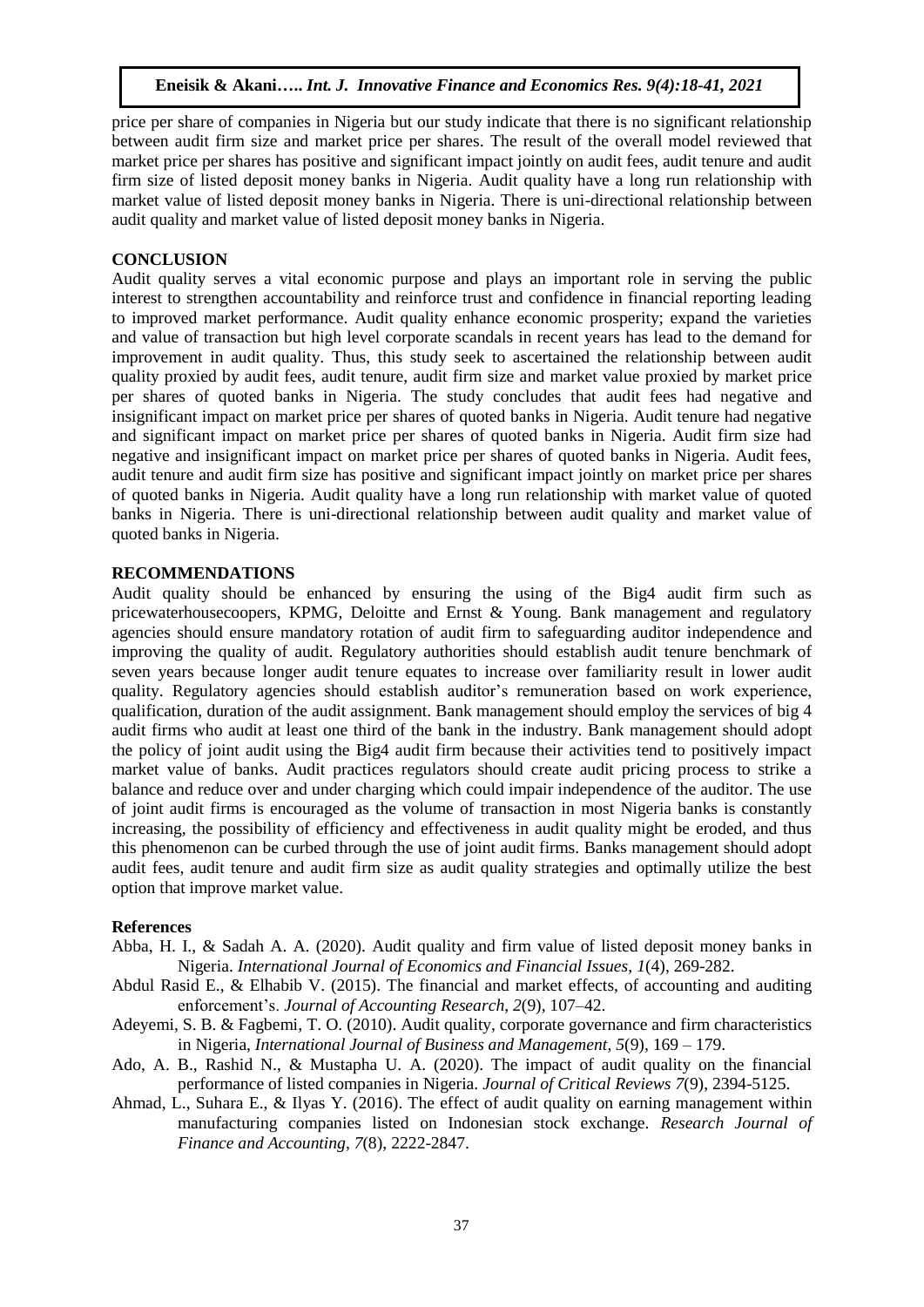price per share of companies in Nigeria but our study indicate that there is no significant relationship between audit firm size and market price per shares. The result of the overall model reviewed that market price per shares has positive and significant impact jointly on audit fees, audit tenure and audit firm size of listed deposit money banks in Nigeria. Audit quality have a long run relationship with market value of listed deposit money banks in Nigeria. There is uni-directional relationship between audit quality and market value of listed deposit money banks in Nigeria.

## CONCLUSION

Audit quality serves a vital economic purpose and plays an important role in serving the public interest to strengthen accountability and reinforce trust and confidence in financial reporting leading to improved market performance. Audit quality enhance economic prosperity; expand the varieties and value of transaction but high level corporate scandals in recent years has lead to the demand for improvement in audit quality. Thus, this study seek to ascertained the relationship between audit quality proxied by audit fees, audit tenure, audit firm size and market value proxied by market price per shares of quoted banks in Nigeria. The study concludes that audit fees had negative and insignificant impact on market price per shares of quoted banks in Nigeria. Audit tenure had negative and significant impact on market price per shares of quoted banks in Nigeria. Audit firm size had negative and insignificant impact on market price per shares of quoted banks in Nigeria. Audit fees, audit tenure and audit firm size has positive and significant impact jointly on market price per shares of quoted banks in Nigeria. Audit quality have a long run relationship with market value of quoted banks in Nigeria. There is uni-directional relationship between audit quality and market value of quoted banks in Nigeria.

## RECOMMENDATIONS

Audit quality should be enhanced by ensuring the using of the Big4 audit firm such as pricewaterhousecoopers, KPMG, Deloitte and Ernst & Young. Bank management and regulatory agencies should ensure mandatory rotation of audit firm to safeguarding auditor independence and improving the quality of audit. Regulatory authorities should establish audit tenure benchmark of seven years because longer audit tenure equates to increase over familiarity result in lower audit quality. Regulatory agencies should establish auditor's remuneration based on work experience, qualification, duration of the audit assignment. Bank management should employ the services of big 4 audit firms who audit at least one third of the bank in the industry. Bank management should adopt the policy of joint audit using the Big4 audit firm because their activities tend to positively impact market value of banks. Audit practices regulators should create audit pricing process to strike a balance and reduce over and under charging which could impair independence of the auditor. The use of joint audit firms is encouraged as the volume of transaction in most Nigeria banks is constantly increasing, the possibility of efficiency and effectiveness in audit quality might be eroded, and thus this phenomenon can be curbed through the use of joint audit firms. Banks management should adopt audit fees, audit tenure and audit firm size as audit quality strategies and optimally utilize the best option that improve market value.

### References

Abba, H. I., & Sadah A. A. (2020). Audit quality and firm value of listed deposit money banks in Nigeria. *International Journal of Economics and Financial Issues*, *1*(4), 269-282.

Abdul Rasid E., & Elhabib V. (2015). The financial and market effects, of accounting and auditing enforcement's. *Journal of Accounting Research*, *2*(9), 107–42.

Adeyemi, S. B. & Fagbemi, T. O. (2010). Audit quality, corporate governance and firm characteristics in Nigeria, *International Journal of Business and Management*, *5*(9), 169 – 179.

Ado, A. B., Rashid N., & Mustapha U. A. (2020). The impact of audit quality on the financial performance of listed companies in Nigeria. *Journal of Critical Reviews 7*(9), 2394-5125.

Ahmad, L., Suhara E., & Ilyas Y. (2016). The effect of audit quality on earning management within manufacturing companies listed on Indonesian stock exchange. *Research Journal of Finance and Accounting*, *7*(8), 2222-2847.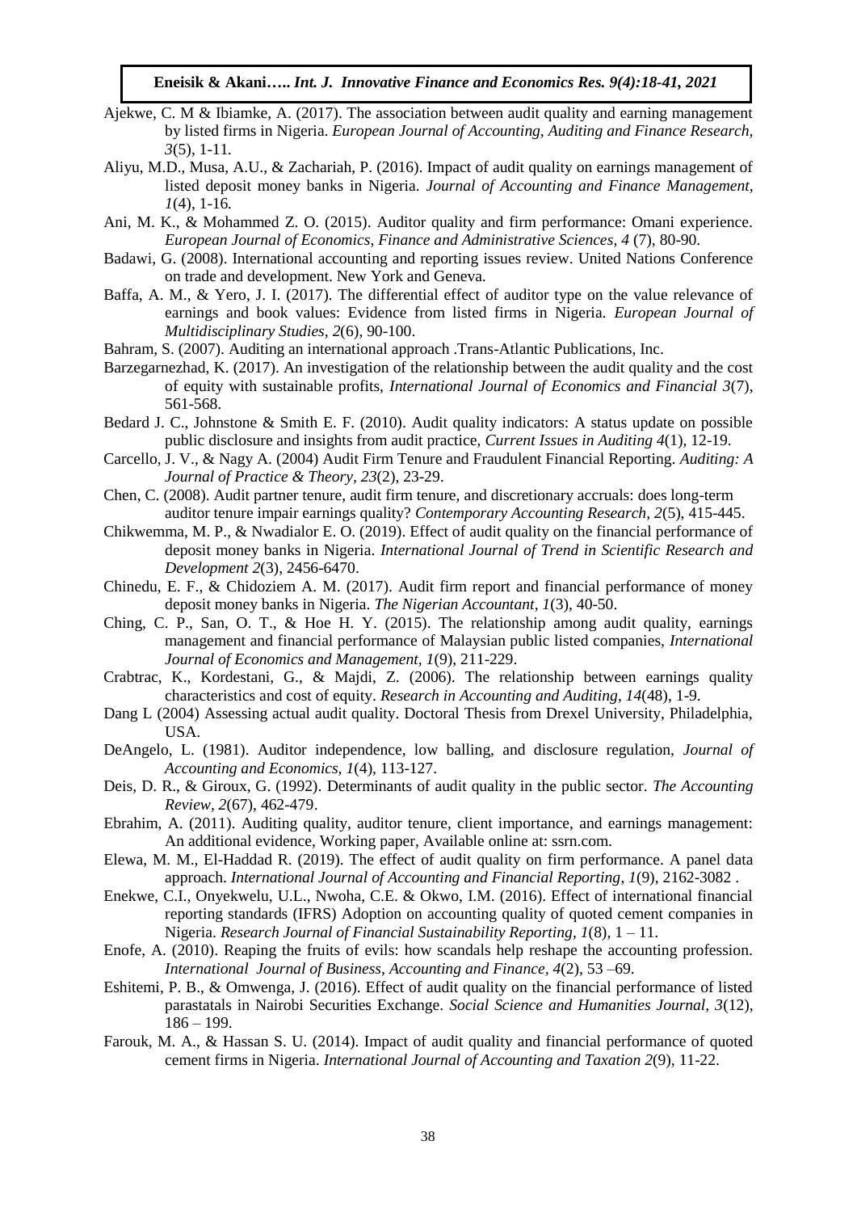Ajekwe, C. M & Ibiamke, A. (2017). The association between audit quality and earning management by listed firms in Nigeria. *European Journal of Accounting, Auditing and Finance Research, 3*(5), 1-11.

Aliyu, M.D., Musa, A.U., & Zachariah, P. (2016). Impact of audit quality on earnings management of listed deposit money banks in Nigeria. *Journal of Accounting and Finance Management, 1*(4), 1-16.

Ani, M. K., & Mohammed Z. O. (2015). Auditor quality and firm performance: Omani experience. *European Journal of Economics, Finance and Administrative Sciences*, *4* (7), 80-90.

Badawi, G. (2008). International accounting and reporting issues review. United Nations Conference on trade and development. New York and Geneva.

Baffa, A. M., & Yero, J. I. (2017). The differential effect of auditor type on the value relevance of earnings and book values: Evidence from listed firms in Nigeria. *European Journal of Multidisciplinary Studies, 2*(6), 90-100.

Bahram, S. (2007). Auditing an international approach .Trans-Atlantic Publications, Inc.

Barzegarnezhad, K. (2017). An investigation of the relationship between the audit quality and the cost of equity with sustainable profits, *International Journal of Economics and Financial 3*(7), 561-568.

Bedard J. C., Johnstone & Smith E. F. (2010). Audit quality indicators: A status update on possible public disclosure and insights from audit practice, *Current Issues in Auditing 4*(1), 12-19.

Carcello, J. V., & Nagy A. (2004) Audit Firm Tenure and Fraudulent Financial Reporting. *Auditing: A Journal of Practice & Theory, 23*(2), 23-29.

Chen, C. (2008). Audit partner tenure, audit firm tenure, and discretionary accruals: does long-term auditor tenure impair earnings quality? *Contemporary Accounting Research, 2*(5), 415-445.

Chikwemma, M. P., & Nwadialor E. O. (2019). Effect of audit quality on the financial performance of deposit money banks in Nigeria. *International Journal of Trend in Scientific Research and Development 2*(3), 2456-6470.

Chinedu, E. F., & Chidoziem A. M. (2017). Audit firm report and financial performance of money deposit money banks in Nigeria. *The Nigerian Accountant*, *1*(3), 40-50.

Ching, C. P., San, O. T., & Hoe H. Y. (2015). The relationship among audit quality, earnings management and financial performance of Malaysian public listed companies, *International Journal of Economics and Management*, *1*(9), 211-229.

Crabtrac, K., Kordestani, G., & Majdi, Z. (2006). The relationship between earnings quality characteristics and cost of equity. *Research in Accounting and Auditing*, *14*(48), 1-9.

Dang L (2004) Assessing actual audit quality. Doctoral Thesis from Drexel University, Philadelphia, USA.

DeAngelo, L. (1981). Auditor independence, low balling, and disclosure regulation, *Journal of Accounting and Economics, 1*(4), 113-127.

Deis, D. R., & Giroux, G. (1992). Determinants of audit quality in the public sector. *The Accounting Review, 2*(67), 462-479.

Ebrahim, A. (2011). Auditing quality, auditor tenure, client importance, and earnings management: An additional evidence, Working paper, Available online at: ssrn.com.

Elewa, M. M., El-Haddad R. (2019). The effect of audit quality on firm performance. A panel data approach. *International Journal of Accounting and Financial Reporting, 1*(9), 2162-3082 .

Enekwe, C.I., Onyekwelu, U.L., Nwoha, C.E. & Okwo, I.M. (2016). Effect of international financial reporting standards (IFRS) Adoption on accounting quality of quoted cement companies in Nigeria. *Research Journal of Financial Sustainability Reporting, 1*(8), 1 – 11.

Enofe, A. (2010). Reaping the fruits of evils: how scandals help reshape the accounting profession. *International Journal of Business, Accounting and Finance, 4*(2), 53 –69.

Eshitemi, P. B., & Omwenga, J. (2016). Effect of audit quality on the financial performance of listed parastatals in Nairobi Securities Exchange. *Social Science and Humanities Journal, 3*(12), 186 – 199.

Farouk, M. A., & Hassan S. U. (2014). Impact of audit quality and financial performance of quoted cement firms in Nigeria. *International Journal of Accounting and Taxation 2*(9), 11-22.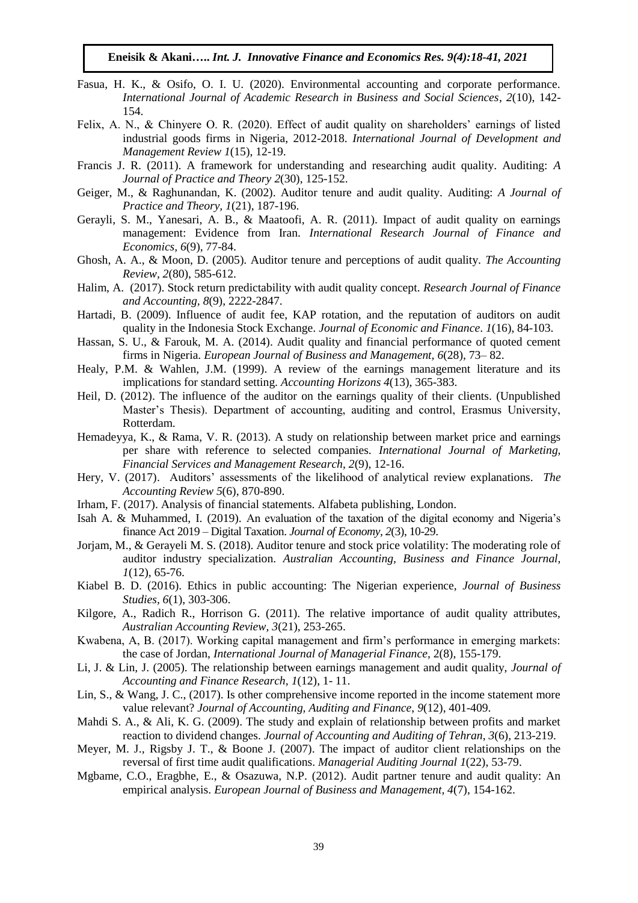Fasua, H. K., & Osifo, O. I. U. (2020). Environmental accounting and corporate performance. *International Journal of Academic Research in Business and Social Sciences*, *2*(10), 142-154.

Felix, A. N., & Chinyere O. R. (2020). Effect of audit quality on shareholders' earnings of listed industrial goods firms in Nigeria, 2012-2018. *International Journal of Development and Management Review 1*(15), 12-19.

Francis J. R. (2011). A framework for understanding and researching audit quality. Auditing: *A Journal of Practice and Theory 2*(30), 125-152.

Geiger, M., & Raghunandan, K. (2002). Auditor tenure and audit quality. Auditing: *A Journal of Practice and Theory, 1*(21), 187-196.

Gerayli, S. M., Yanesari, A. B., & Maatoofi, A. R. (2011). Impact of audit quality on earnings management: Evidence from Iran. *International Research Journal of Finance and Economics, 6*(9), 77-84.

Ghosh, A. A., & Moon, D. (2005). Auditor tenure and perceptions of audit quality. *The Accounting Review*, *2*(80), 585-612.

Halim, A. (2017). Stock return predictability with audit quality concept. *Research Journal of Finance and Accounting, 8*(9), 2222-2847.

Hartadi, B. (2009). Influence of audit fee, KAP rotation, and the reputation of auditors on audit quality in the Indonesia Stock Exchange. *Journal of Economic and Finance*. *1*(16), 84-103.

Hassan, S. U., & Farouk, M. A. (2014). Audit quality and financial performance of quoted cement firms in Nigeria. *European Journal of Business and Management, 6*(28), 73– 82.

Healy, P.M. & Wahlen, J.M. (1999). A review of the earnings management literature and its implications for standard setting. *Accounting Horizons 4*(13), 365-383.

Heil, D. (2012). The influence of the auditor on the earnings quality of their clients. (Unpublished Master's Thesis). Department of accounting, auditing and control, Erasmus University, Rotterdam.

Hemadeyya, K., & Rama, V. R. (2013). A study on relationship between market price and earnings per share with reference to selected companies. *International Journal of Marketing, Financial Services and Management Research*, *2*(9), 12-16.

Hery, V. (2017). Auditors' assessments of the likelihood of analytical review explanations. *The Accounting Review 5*(6), 870-890.

Irham, F. (2017). Analysis of financial statements. Alfabeta publishing, London.

Isah A. & Muhammed, I. (2019). An evaluation of the taxation of the digital economy and Nigeria's finance Act 2019 – Digital Taxation. *Journal of Economy, 2*(3), 10-29.

Jorjam, M., & Gerayeli M. S. (2018). Auditor tenure and stock price volatility: The moderating role of auditor industry specialization. *Australian Accounting, Business and Finance Journal, 1*(12), 65-76.

Kiabel B. D. (2016). Ethics in public accounting: The Nigerian experience, *Journal of Business Studies, 6*(1), 303-306.

Kilgore, A., Radich R., Horrison G. (2011). The relative importance of audit quality attributes, *Australian Accounting Review*, *3*(21), 253-265.

Kwabena, A, B. (2017). Working capital management and firm's performance in emerging markets: the case of Jordan, *International Journal of Managerial Finance*, 2(8), 155-179.

Li, J. & Lin, J. (2005). The relationship between earnings management and audit quality, *Journal of Accounting and Finance Research, 1*(12), 1- 11.

Lin, S., & Wang, J. C., (2017). Is other comprehensive income reported in the income statement more value relevant? *Journal of Accounting, Auditing and Finance*, *9*(12), 401-409.

Mahdi S. A., & Ali, K. G. (2009). The study and explain of relationship between profits and market reaction to dividend changes. *Journal of Accounting and Auditing of Tehran, 3*(6), 213-219.

Meyer, M. J., Rigsby J. T., & Boone J. (2007). The impact of auditor client relationships on the reversal of first time audit qualifications. *Managerial Auditing Journal 1*(22), 53-79.

Mgbame, C.O., Eragbhe, E., & Osazuwa, N.P. (2012). Audit partner tenure and audit quality: An empirical analysis. *European Journal of Business and Management, 4*(7), 154-162.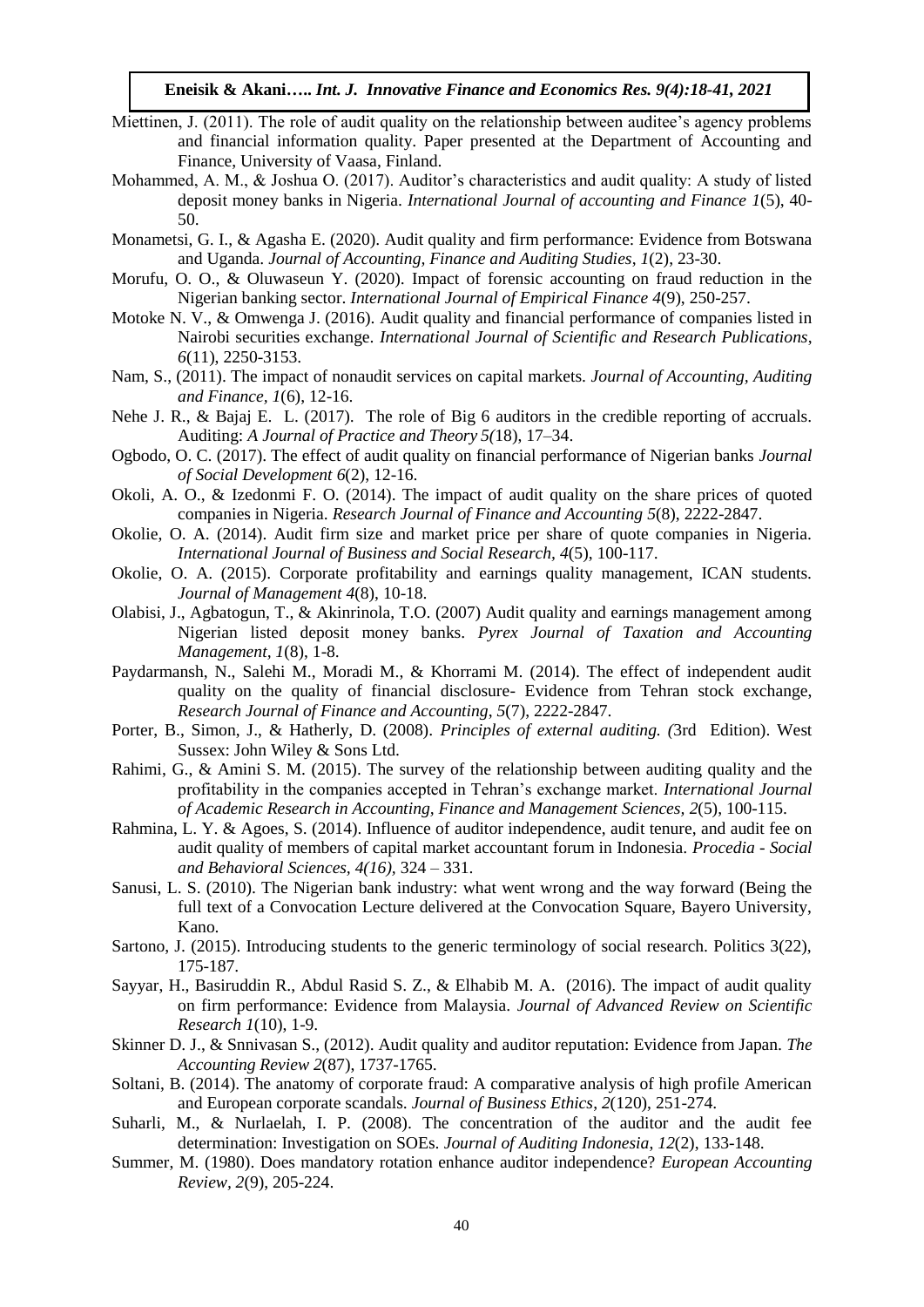Miettinen, J. (2011). The role of audit quality on the relationship between auditee's agency problems and financial information quality. Paper presented at the Department of Accounting and Finance, University of Vaasa, Finland.

Mohammed, A. M., & Joshua O. (2017). Auditor's characteristics and audit quality: A study of listed deposit money banks in Nigeria. *International Journal of accounting and Finance 1*(5), 40-50.

Monametsi, G. I., & Agasha E. (2020). Audit quality and firm performance: Evidence from Botswana and Uganda. *Journal of Accounting, Finance and Auditing Studies*, *1*(2), 23-30.

Morufu, O. O., & Oluwaseun Y. (2020). Impact of forensic accounting on fraud reduction in the Nigerian banking sector. *International Journal of Empirical Finance 4*(9), 250-257.

Motoke N. V., & Omwenga J. (2016). Audit quality and financial performance of companies listed in Nairobi securities exchange. *International Journal of Scientific and Research Publications*, *6*(11), 2250-3153.

Nam, S., (2011). The impact of nonaudit services on capital markets. *Journal of Accounting, Auditing and Finance, 1*(6), 12-16.

Nehe J. R., & Bajaj E. L. (2017). The role of Big 6 auditors in the credible reporting of accruals. Auditing: *A Journal of Practice and Theory 5(*18), 17–34.

Ogbodo, O. C. (2017). The effect of audit quality on financial performance of Nigerian banks *Journal of Social Development 6*(2), 12-16.

Okoli, A. O., & Izedonmi F. O. (2014). The impact of audit quality on the share prices of quoted companies in Nigeria. *Research Journal of Finance and Accounting 5*(8), 2222-2847.

Okolie, O. A. (2014). Audit firm size and market price per share of quote companies in Nigeria. *International Journal of Business and Social Research, 4*(5), 100-117.

Okolie, O. A. (2015). Corporate profitability and earnings quality management, ICAN students. *Journal of Management 4*(8), 10-18.

Olabisi, J., Agbatogun, T., & Akinrinola, T.O. (2007) Audit quality and earnings management among Nigerian listed deposit money banks. *Pyrex Journal of Taxation and Accounting Management, 1*(8), 1-8.

Paydarmansh, N., Salehi M., Moradi M., & Khorrami M. (2014). The effect of independent audit quality on the quality of financial disclosure- Evidence from Tehran stock exchange, *Research Journal of Finance and Accounting*, *5*(7), 2222-2847.

Porter, B., Simon, J., & Hatherly, D. (2008). *Principles of external auditing. (*3rd Edition). West Sussex: John Wiley & Sons Ltd.

Rahimi, G., & Amini S. M. (2015). The survey of the relationship between auditing quality and the profitability in the companies accepted in Tehran's exchange market. *International Journal of Academic Research in Accounting, Finance and Management Sciences, 2*(5), 100-115.

Rahmina, L. Y. & Agoes, S. (2014). Influence of auditor independence, audit tenure, and audit fee on audit quality of members of capital market accountant forum in Indonesia. *Procedia - Social and Behavioral Sciences, 4(16),* 324 – 331.

Sanusi, L. S. (2010). The Nigerian bank industry: what went wrong and the way forward (Being the full text of a Convocation Lecture delivered at the Convocation Square, Bayero University, Kano.

Sartono, J. (2015). Introducing students to the generic terminology of social research. Politics 3(22), 175-187.

Sayyar, H., Basiruddin R., Abdul Rasid S. Z., & Elhabib M. A. (2016). The impact of audit quality on firm performance: Evidence from Malaysia. *Journal of Advanced Review on Scientific Research 1*(10), 1-9.

Skinner D. J., & Snnivasan S., (2012). Audit quality and auditor reputation: Evidence from Japan. *The Accounting Review 2*(87), 1737-1765.

Soltani, B. (2014). The anatomy of corporate fraud: A comparative analysis of high profile American and European corporate scandals. *Journal of Business Ethics*, *2*(120), 251-274.

Suharli, M., & Nurlaelah, I. P. (2008). The concentration of the auditor and the audit fee determination: Investigation on SOEs. *Journal of Auditing Indonesia*, *12*(2), 133-148.

Summer, M. (1980). Does mandatory rotation enhance auditor independence? *European Accounting Review*, *2*(9), 205-224.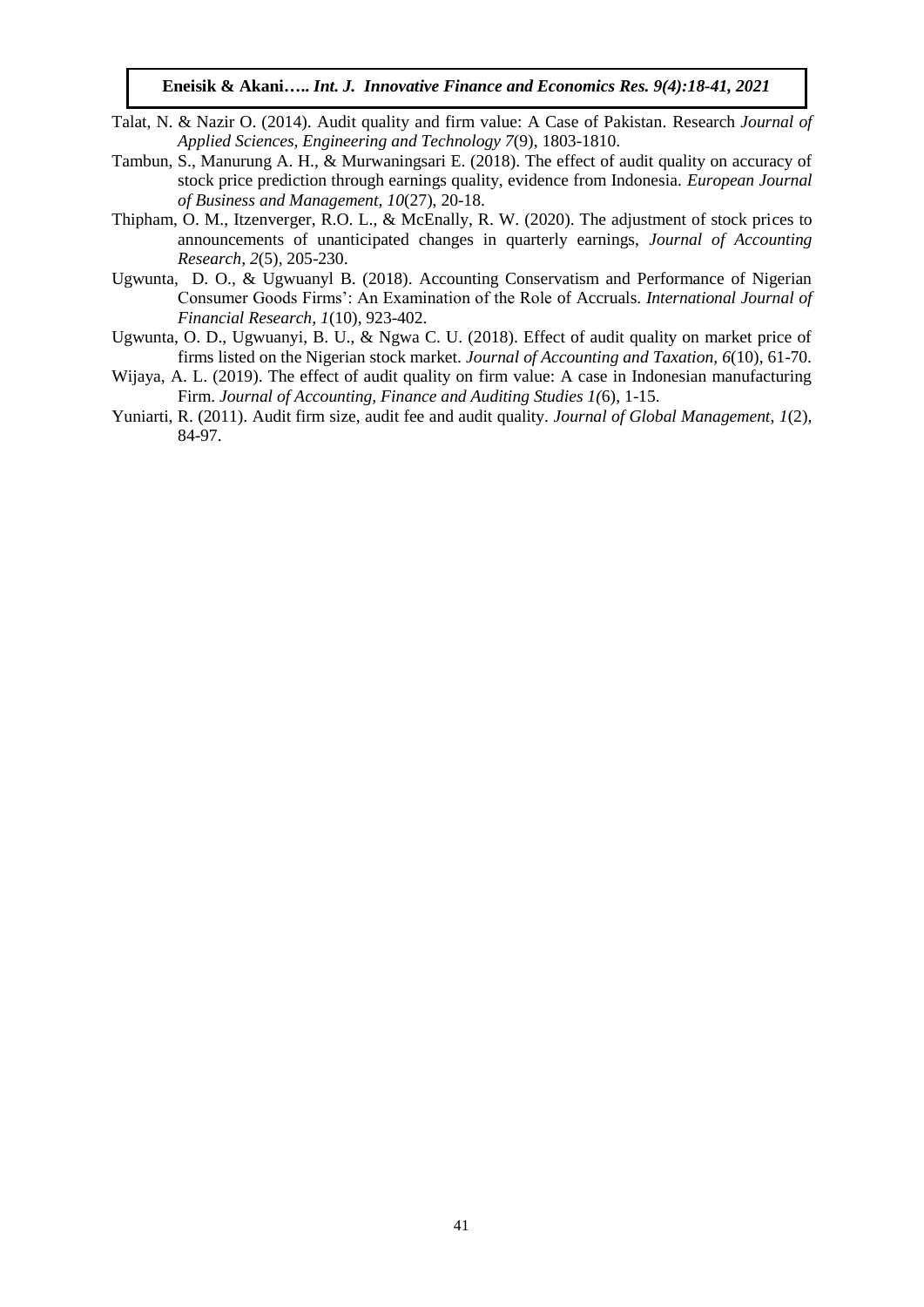Talat, N. & Nazir O. (2014). Audit quality and firm value: A Case of Pakistan. Research *Journal of Applied Sciences, Engineering and Technology 7*(9), 1803-1810.

Tambun, S., Manurung A. H., & Murwaningsari E. (2018). The effect of audit quality on accuracy of stock price prediction through earnings quality, evidence from Indonesia. *European Journal of Business and Management, 10*(27), 20-18.

Thipham, O. M., Itzenverger, R.O. L., & McEnally, R. W. (2020). The adjustment of stock prices to announcements of unanticipated changes in quarterly earnings, *Journal of Accounting Research, 2*(5), 205-230.

Ugwunta, D. O., & Ugwuanyl B. (2018). Accounting Conservatism and Performance of Nigerian Consumer Goods Firms': An Examination of the Role of Accruals. *International Journal of Financial Research, 1*(10), 923-402.

Ugwunta, O. D., Ugwuanyi, B. U., & Ngwa C. U. (2018). Effect of audit quality on market price of firms listed on the Nigerian stock market. *Journal of Accounting and Taxation, 6*(10), 61-70.

Wijaya, A. L. (2019). The effect of audit quality on firm value: A case in Indonesian manufacturing Firm. *Journal of Accounting, Finance and Auditing Studies 1*(6), 1-15.

Yuniarti, R. (2011). Audit firm size, audit fee and audit quality. *Journal of Global Management, 1*(2), 84-97.